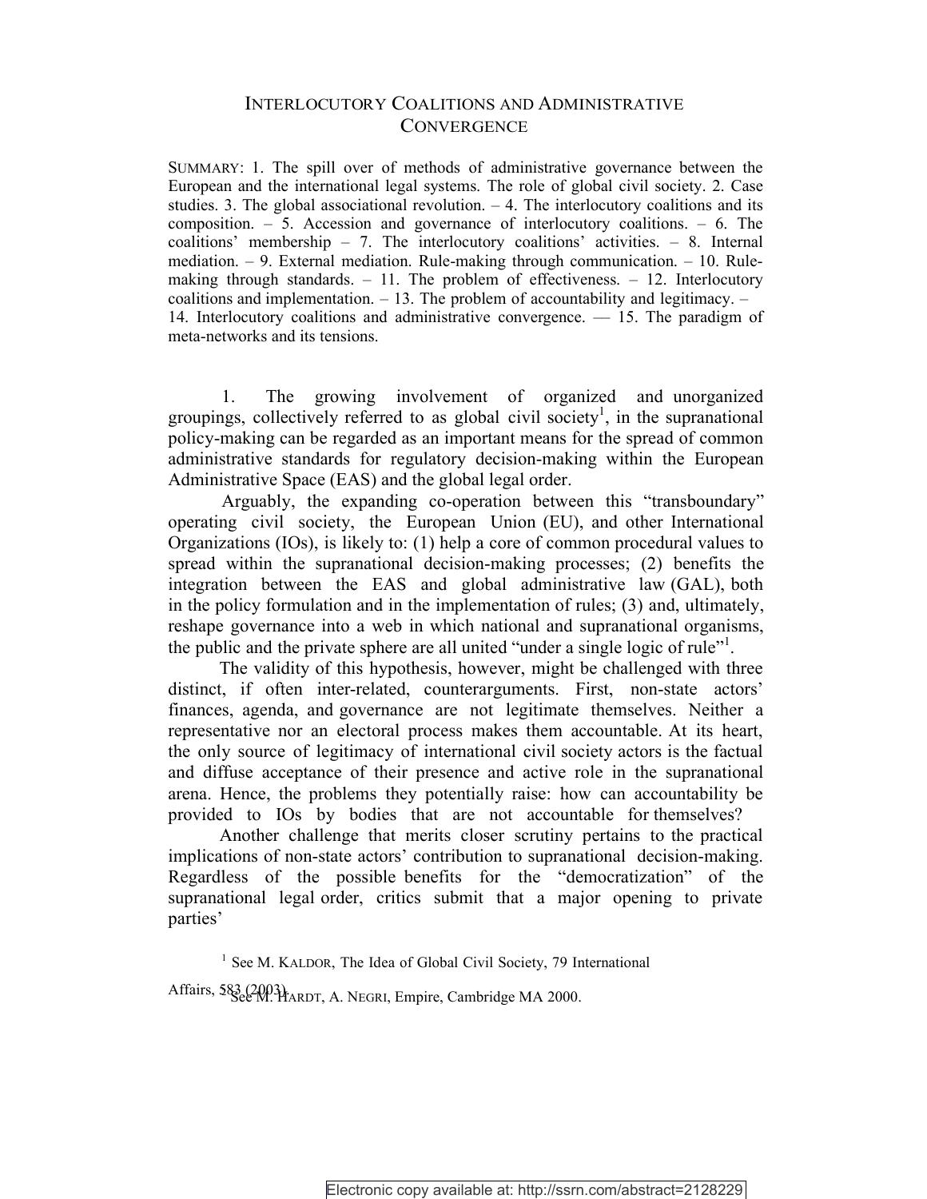# INTERLOCUTORY COALITIONS AND ADMINISTRATIVE CONVERGENCE

SUMMARY: 1. The spill over of methods of administrative governance between the European and the international legal systems. The role of global civil society. 2. Case studies. 3. The global associational revolution. – 4. The interlocutory coalitions and its composition. – 5. Accession and governance of interlocutory coalitions. – 6. The coalitions' membership – 7. The interlocutory coalitions' activities. – 8. Internal mediation. – 9. External mediation. Rule-making through communication. – 10. Rule-making through standards. – 11. The problem of effectiveness. – 12. Interlocutory coalitions and implementation. – 13. The problem of accountability and legitimacy. – 14. Interlocutory coalitions and administrative convergence. — 15. The paradigm of meta-networks and its tensions.

1. The growing involvement of organized and unorganized groupings, collectively referred to as global civil society[1], in the supranational policy-making can be regarded as an important means for the spread of common administrative standards for regulatory decision-making within the European Administrative Space (EAS) and the global legal order.

Arguably, the expanding co-operation between this "transboundary" operating civil society, the European Union (EU), and other International Organizations (IOs), is likely to: (1) help a core of common procedural values to spread within the supranational decision-making processes; (2) benefits the integration between the EAS and global administrative law (GAL), both in the policy formulation and in the implementation of rules; (3) and, ultimately, reshape governance into a web in which national and supranational organisms, the public and the private sphere are all united "under a single logic of rule"[1].

The validity of this hypothesis, however, might be challenged with three distinct, if often inter-related, counterarguments. First, non-state actors' finances, agenda, and governance are not legitimate themselves. Neither a representative nor an electoral process makes them accountable. At its heart, the only source of legitimacy of international civil society actors is the factual and diffuse acceptance of their presence and active role in the supranational arena. Hence, the problems they potentially raise: how can accountability be provided to IOs by bodies that are not accountable for themselves?

Another challenge that merits closer scrutiny pertains to the practical implications of non-state actors' contribution to supranational decision-making. Regardless of the possible benefits for the "democratization" of the supranational legal order, critics submit that a major opening to private parties'

[1] See M. KALDOR, The Idea of Global Civil Society, 79 International Affairs, 583 (2003).

See M. HARDT, A. NEGRI, Empire, Cambridge MA 2000.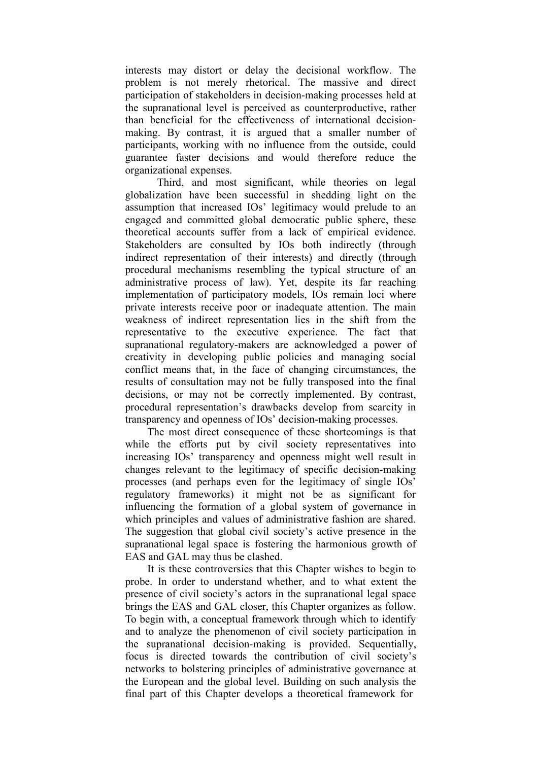interests may distort or delay the decisional workflow. The problem is not merely rhetorical. The massive and direct participation of stakeholders in decision-making processes held at the supranational level is perceived as counterproductive, rather than beneficial for the effectiveness of international decision-making. By contrast, it is argued that a smaller number of participants, working with no influence from the outside, could guarantee faster decisions and would therefore reduce the organizational expenses.

Third, and most significant, while theories on legal globalization have been successful in shedding light on the assumption that increased IOs' legitimacy would prelude to an engaged and committed global democratic public sphere, these theoretical accounts suffer from a lack of empirical evidence. Stakeholders are consulted by IOs both indirectly (through indirect representation of their interests) and directly (through procedural mechanisms resembling the typical structure of an administrative process of law). Yet, despite its far reaching implementation of participatory models, IOs remain loci where private interests receive poor or inadequate attention. The main weakness of indirect representation lies in the shift from the representative to the executive experience. The fact that supranational regulatory-makers are acknowledged a power of creativity in developing public policies and managing social conflict means that, in the face of changing circumstances, the results of consultation may not be fully transposed into the final decisions, or may not be correctly implemented. By contrast, procedural representation's drawbacks develop from scarcity in transparency and openness of IOs' decision-making processes.

The most direct consequence of these shortcomings is that while the efforts put by civil society representatives into increasing IOs' transparency and openness might well result in changes relevant to the legitimacy of specific decision-making processes (and perhaps even for the legitimacy of single IOs' regulatory frameworks) it might not be as significant for influencing the formation of a global system of governance in which principles and values of administrative fashion are shared. The suggestion that global civil society's active presence in the supranational legal space is fostering the harmonious growth of EAS and GAL may thus be clashed.

It is these controversies that this Chapter wishes to begin to probe. In order to understand whether, and to what extent the presence of civil society's actors in the supranational legal space brings the EAS and GAL closer, this Chapter organizes as follow. To begin with, a conceptual framework through which to identify and to analyze the phenomenon of civil society participation in the supranational decision-making is provided. Sequentially, focus is directed towards the contribution of civil society's networks to bolstering principles of administrative governance at the European and the global level. Building on such analysis the final part of this Chapter develops a theoretical framework for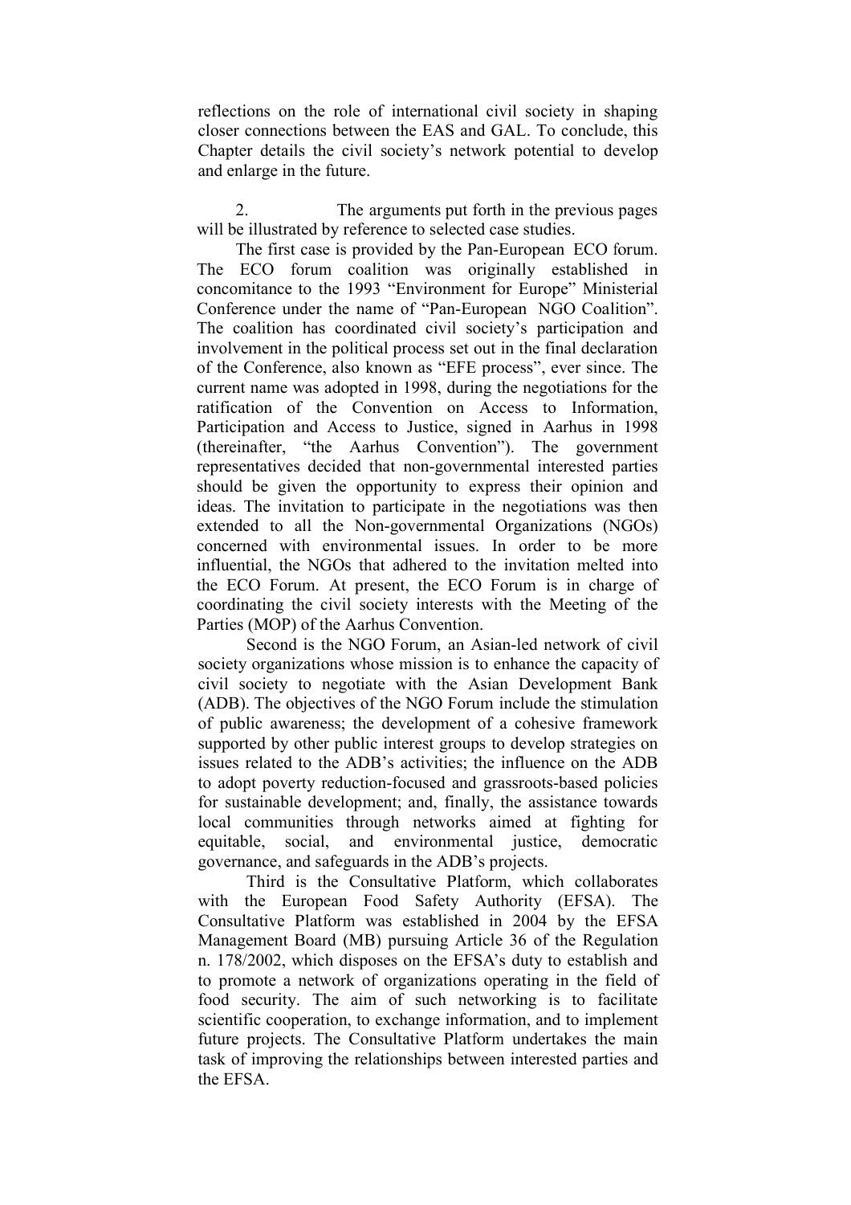reflections on the role of international civil society in shaping closer connections between the EAS and GAL. To conclude, this Chapter details the civil society's network potential to develop and enlarge in the future.

2. The arguments put forth in the previous pages will be illustrated by reference to selected case studies.

The first case is provided by the Pan-European ECO forum. The ECO forum coalition was originally established in concomitance to the 1993 "Environment for Europe" Ministerial Conference under the name of "Pan-European NGO Coalition". The coalition has coordinated civil society's participation and involvement in the political process set out in the final declaration of the Conference, also known as "EFE process", ever since. The current name was adopted in 1998, during the negotiations for the ratification of the Convention on Access to Information, Participation and Access to Justice, signed in Aarhus in 1998 (thereinafter, "the Aarhus Convention"). The government representatives decided that non-governmental interested parties should be given the opportunity to express their opinion and ideas. The invitation to participate in the negotiations was then extended to all the Non-governmental Organizations (NGOs) concerned with environmental issues. In order to be more influential, the NGOs that adhered to the invitation melted into the ECO Forum. At present, the ECO Forum is in charge of coordinating the civil society interests with the Meeting of the Parties (MOP) of the Aarhus Convention.

Second is the NGO Forum, an Asian-led network of civil society organizations whose mission is to enhance the capacity of civil society to negotiate with the Asian Development Bank (ADB). The objectives of the NGO Forum include the stimulation of public awareness; the development of a cohesive framework supported by other public interest groups to develop strategies on issues related to the ADB's activities; the influence on the ADB to adopt poverty reduction-focused and grassroots-based policies for sustainable development; and, finally, the assistance towards local communities through networks aimed at fighting for equitable, social, and environmental justice, democratic governance, and safeguards in the ADB's projects.

Third is the Consultative Platform, which collaborates with the European Food Safety Authority (EFSA). The Consultative Platform was established in 2004 by the EFSA Management Board (MB) pursuing Article 36 of the Regulation n. 178/2002, which disposes on the EFSA's duty to establish and to promote a network of organizations operating in the field of food security. The aim of such networking is to facilitate scientific cooperation, to exchange information, and to implement future projects. The Consultative Platform undertakes the main task of improving the relationships between interested parties and the EFSA.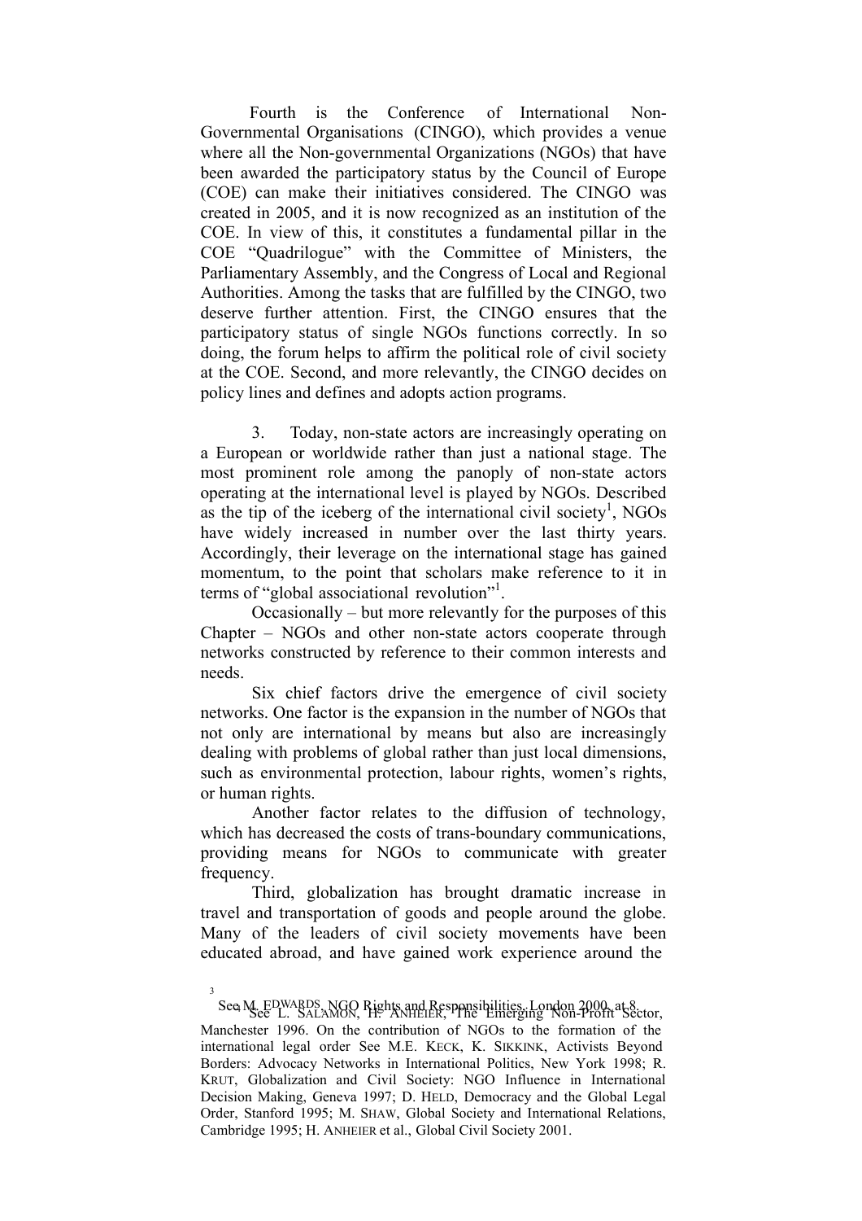Fourth is the Conference of International Non-Governmental Organisations (CINGO), which provides a venue where all the Non-governmental Organizations (NGOs) that have been awarded the participatory status by the Council of Europe (COE) can make their initiatives considered. The CINGO was created in 2005, and it is now recognized as an institution of the COE. In view of this, it constitutes a fundamental pillar in the COE "Quadrilogue" with the Committee of Ministers, the Parliamentary Assembly, and the Congress of Local and Regional Authorities. Among the tasks that are fulfilled by the CINGO, two deserve further attention. First, the CINGO ensures that the participatory status of single NGOs functions correctly. In so doing, the forum helps to affirm the political role of civil society at the COE. Second, and more relevantly, the CINGO decides on policy lines and defines and adopts action programs.

3. Today, non-state actors are increasingly operating on a European or worldwide rather than just a national stage. The most prominent role among the panoply of non-state actors operating at the international level is played by NGOs. Described as the tip of the iceberg of the international civil society[1], NGOs have widely increased in number over the last thirty years. Accordingly, their leverage on the international stage has gained momentum, to the point that scholars make reference to it in terms of "global associational revolution"[1].

Occasionally – but more relevantly for the purposes of this Chapter – NGOs and other non-state actors cooperate through networks constructed by reference to their common interests and needs.

Six chief factors drive the emergence of civil society networks. One factor is the expansion in the number of NGOs that not only are international by means but also are increasingly dealing with problems of global rather than just local dimensions, such as environmental protection, labour rights, women's rights, or human rights.

Another factor relates to the diffusion of technology, which has decreased the costs of trans-boundary communications, providing means for NGOs to communicate with greater frequency.

Third, globalization has brought dramatic increase in travel and transportation of goods and people around the globe. Many of the leaders of civil society movements have been educated abroad, and have gained work experience around the

---

[3] See M. EDWARDS, NGO Rights and Responsibilities, London 2000, at 8.

See L. SALAMON, H. ANHEIER, The Emerging Non-Profit Sector, Manchester 1996. On the contribution of NGOs to the formation of the international legal order See M.E. KECK, K. SIKKINK, Activists Beyond Borders: Advocacy Networks in International Politics, New York 1998; R. KRUT, Globalization and Civil Society: NGO Influence in International Decision Making, Geneva 1997; D. HELD, Democracy and the Global Legal Order, Stanford 1995; M. SHAW, Global Society and International Relations, Cambridge 1995; H. ANHEIER et al., Global Civil Society 2001.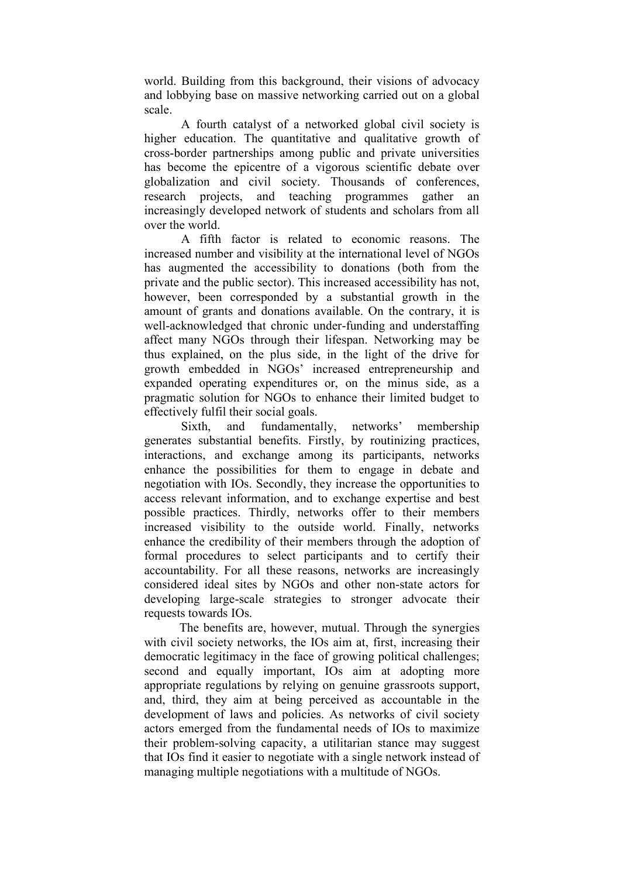world. Building from this background, their visions of advocacy and lobbying base on massive networking carried out on a global scale.

A fourth catalyst of a networked global civil society is higher education. The quantitative and qualitative growth of cross-border partnerships among public and private universities has become the epicentre of a vigorous scientific debate over globalization and civil society. Thousands of conferences, research projects, and teaching programmes gather an increasingly developed network of students and scholars from all over the world.

A fifth factor is related to economic reasons. The increased number and visibility at the international level of NGOs has augmented the accessibility to donations (both from the private and the public sector). This increased accessibility has not, however, been corresponded by a substantial growth in the amount of grants and donations available. On the contrary, it is well-acknowledged that chronic under-funding and understaffing affect many NGOs through their lifespan. Networking may be thus explained, on the plus side, in the light of the drive for growth embedded in NGOs' increased entrepreneurship and expanded operating expenditures or, on the minus side, as a pragmatic solution for NGOs to enhance their limited budget to effectively fulfil their social goals.

Sixth, and fundamentally, networks' membership generates substantial benefits. Firstly, by routinizing practices, interactions, and exchange among its participants, networks enhance the possibilities for them to engage in debate and negotiation with IOs. Secondly, they increase the opportunities to access relevant information, and to exchange expertise and best possible practices. Thirdly, networks offer to their members increased visibility to the outside world. Finally, networks enhance the credibility of their members through the adoption of formal procedures to select participants and to certify their accountability. For all these reasons, networks are increasingly considered ideal sites by NGOs and other non-state actors for developing large-scale strategies to stronger advocate their requests towards IOs.

The benefits are, however, mutual. Through the synergies with civil society networks, the IOs aim at, first, increasing their democratic legitimacy in the face of growing political challenges; second and equally important, IOs aim at adopting more appropriate regulations by relying on genuine grassroots support, and, third, they aim at being perceived as accountable in the development of laws and policies. As networks of civil society actors emerged from the fundamental needs of IOs to maximize their problem-solving capacity, a utilitarian stance may suggest that IOs find it easier to negotiate with a single network instead of managing multiple negotiations with a multitude of NGOs.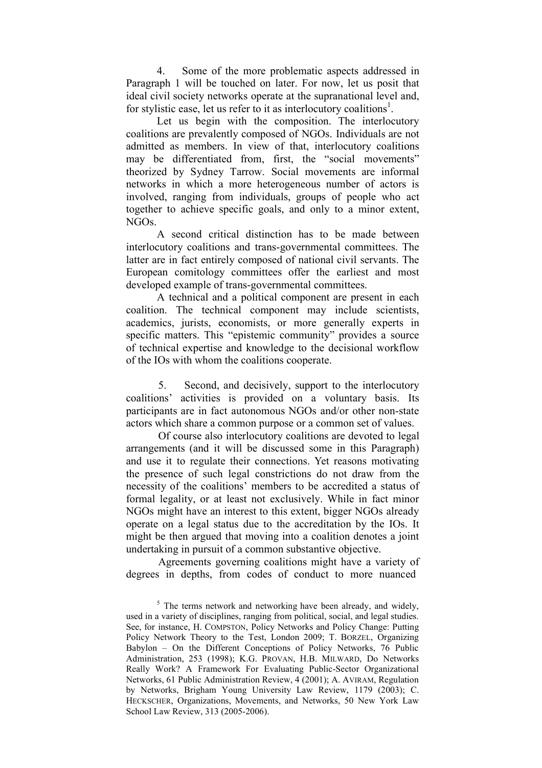4. Some of the more problematic aspects addressed in Paragraph 1 will be touched on later. For now, let us posit that ideal civil society networks operate at the supranational level and, for stylistic ease, let us refer to it as interlocutory coalitions[1].

Let us begin with the composition. The interlocutory coalitions are prevalently composed of NGOs. Individuals are not admitted as members. In view of that, interlocutory coalitions may be differentiated from, first, the "social movements" theorized by Sydney Tarrow. Social movements are informal networks in which a more heterogeneous number of actors is involved, ranging from individuals, groups of people who act together to achieve specific goals, and only to a minor extent, NGOs.

A second critical distinction has to be made between interlocutory coalitions and trans-governmental committees. The latter are in fact entirely composed of national civil servants. The European comitology committees offer the earliest and most developed example of trans-governmental committees.

A technical and a political component are present in each coalition. The technical component may include scientists, academics, jurists, economists, or more generally experts in specific matters. This "epistemic community" provides a source of technical expertise and knowledge to the decisional workflow of the IOs with whom the coalitions cooperate.

5. Second, and decisively, support to the interlocutory coalitions' activities is provided on a voluntary basis. Its participants are in fact autonomous NGOs and/or other non-state actors which share a common purpose or a common set of values.

Of course also interlocutory coalitions are devoted to legal arrangements (and it will be discussed some in this Paragraph) and use it to regulate their connections. Yet reasons motivating the presence of such legal constrictions do not draw from the necessity of the coalitions' members to be accredited a status of formal legality, or at least not exclusively. While in fact minor NGOs might have an interest to this extent, bigger NGOs already operate on a legal status due to the accreditation by the IOs. It might be then argued that moving into a coalition denotes a joint undertaking in pursuit of a common substantive objective.

Agreements governing coalitions might have a variety of degrees in depths, from codes of conduct to more nuanced

[5] The terms network and networking have been already, and widely, used in a variety of disciplines, ranging from political, social, and legal studies. See, for instance, H. Compston, Policy Networks and Policy Change: Putting Policy Network Theory to the Test, London 2009; T. Borzel, Organizing Babylon – On the Different Conceptions of Policy Networks, 76 Public Administration, 253 (1998); K.G. Provan, H.B. Milward, Do Networks Really Work? A Framework For Evaluating Public-Sector Organizational Networks, 61 Public Administration Review, 4 (2001); A. Aviram, Regulation by Networks, Brigham Young University Law Review, 1179 (2003); C. Heckscher, Organizations, Movements, and Networks, 50 New York Law School Law Review, 313 (2005-2006).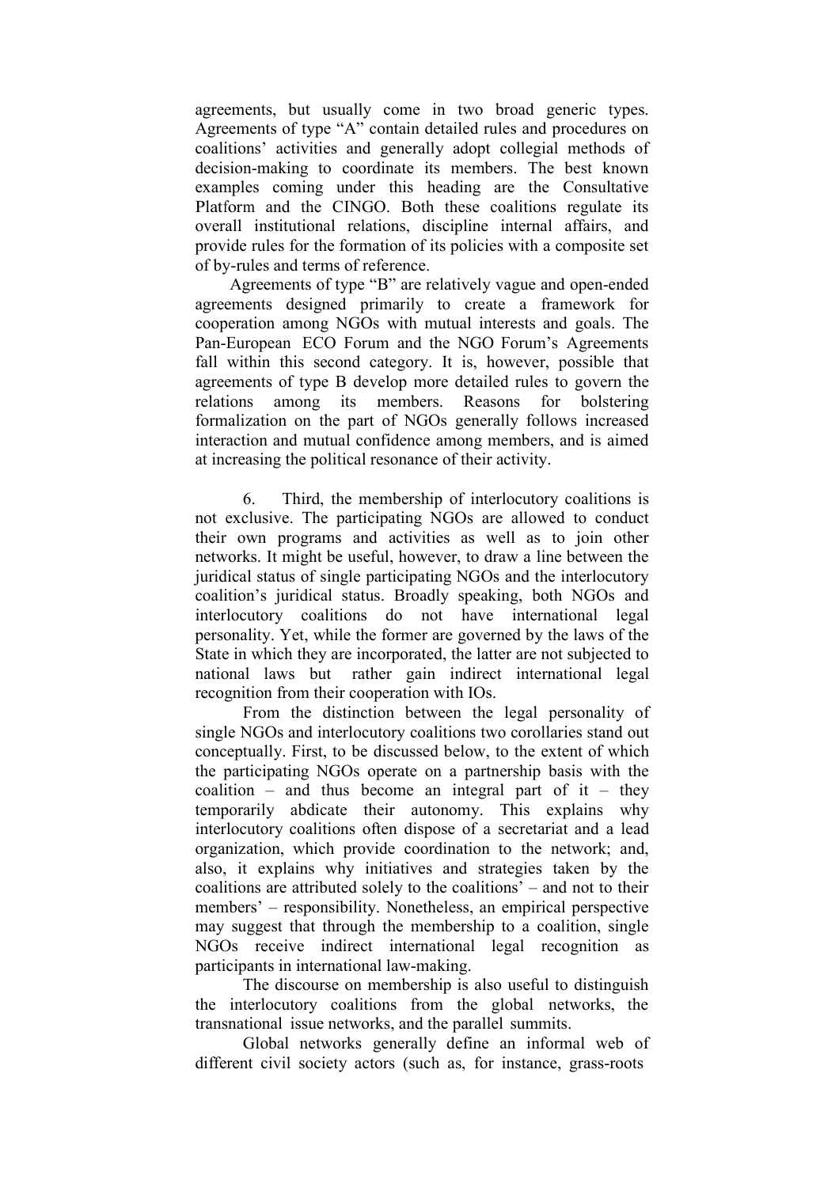agreements, but usually come in two broad generic types. Agreements of type "A" contain detailed rules and procedures on coalitions' activities and generally adopt collegial methods of decision-making to coordinate its members. The best known examples coming under this heading are the Consultative Platform and the CINGO. Both these coalitions regulate its overall institutional relations, discipline internal affairs, and provide rules for the formation of its policies with a composite set of by-rules and terms of reference.

Agreements of type "B" are relatively vague and open-ended agreements designed primarily to create a framework for cooperation among NGOs with mutual interests and goals. The Pan-European ECO Forum and the NGO Forum's Agreements fall within this second category. It is, however, possible that agreements of type B develop more detailed rules to govern the relations among its members. Reasons for bolstering formalization on the part of NGOs generally follows increased interaction and mutual confidence among members, and is aimed at increasing the political resonance of their activity.

6. Third, the membership of interlocutory coalitions is not exclusive. The participating NGOs are allowed to conduct their own programs and activities as well as to join other networks. It might be useful, however, to draw a line between the juridical status of single participating NGOs and the interlocutory coalition's juridical status. Broadly speaking, both NGOs and interlocutory coalitions do not have international legal personality. Yet, while the former are governed by the laws of the State in which they are incorporated, the latter are not subjected to national laws but rather gain indirect international legal recognition from their cooperation with IOs.

From the distinction between the legal personality of single NGOs and interlocutory coalitions two corollaries stand out conceptually. First, to be discussed below, to the extent of which the participating NGOs operate on a partnership basis with the coalition – and thus become an integral part of it – they temporarily abdicate their autonomy. This explains why interlocutory coalitions often dispose of a secretariat and a lead organization, which provide coordination to the network; and, also, it explains why initiatives and strategies taken by the coalitions are attributed solely to the coalitions' – and not to their members' – responsibility. Nonetheless, an empirical perspective may suggest that through the membership to a coalition, single NGOs receive indirect international legal recognition as participants in international law-making.

The discourse on membership is also useful to distinguish the interlocutory coalitions from the global networks, the transnational issue networks, and the parallel summits.

Global networks generally define an informal web of different civil society actors (such as, for instance, grass-roots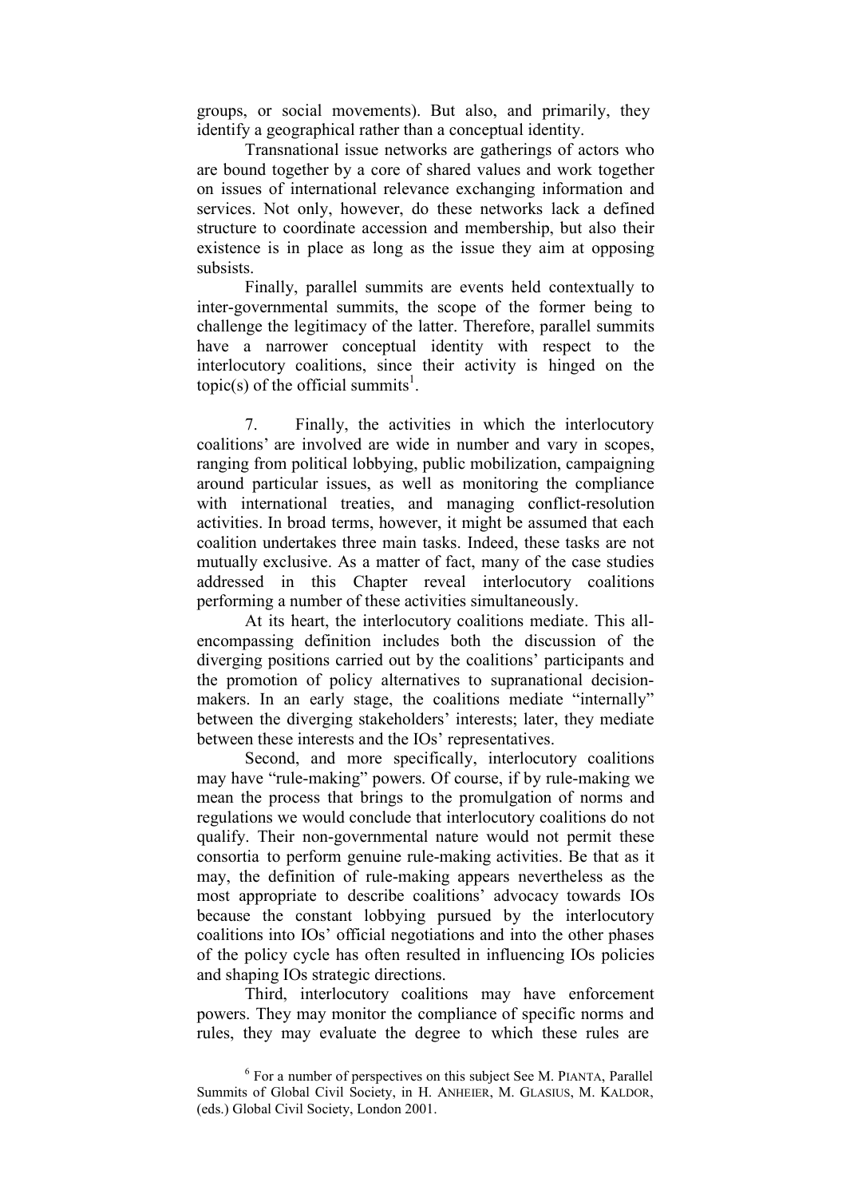groups, or social movements). But also, and primarily, they identify a geographical rather than a conceptual identity.

Transnational issue networks are gatherings of actors who are bound together by a core of shared values and work together on issues of international relevance exchanging information and services. Not only, however, do these networks lack a defined structure to coordinate accession and membership, but also their existence is in place as long as the issue they aim at opposing subsists.

Finally, parallel summits are events held contextually to inter-governmental summits, the scope of the former being to challenge the legitimacy of the latter. Therefore, parallel summits have a narrower conceptual identity with respect to the interlocutory coalitions, since their activity is hinged on the topic(s) of the official summits[1].

7. Finally, the activities in which the interlocutory coalitions' are involved are wide in number and vary in scopes, ranging from political lobbying, public mobilization, campaigning around particular issues, as well as monitoring the compliance with international treaties, and managing conflict-resolution activities. In broad terms, however, it might be assumed that each coalition undertakes three main tasks. Indeed, these tasks are not mutually exclusive. As a matter of fact, many of the case studies addressed in this Chapter reveal interlocutory coalitions performing a number of these activities simultaneously.

At its heart, the interlocutory coalitions mediate. This all-encompassing definition includes both the discussion of the diverging positions carried out by the coalitions' participants and the promotion of policy alternatives to supranational decision-makers. In an early stage, the coalitions mediate "internally" between the diverging stakeholders' interests; later, they mediate between these interests and the IOs' representatives.

Second, and more specifically, interlocutory coalitions may have "rule-making" powers. Of course, if by rule-making we mean the process that brings to the promulgation of norms and regulations we would conclude that interlocutory coalitions do not qualify. Their non-governmental nature would not permit these consortia to perform genuine rule-making activities. Be that as it may, the definition of rule-making appears nevertheless as the most appropriate to describe coalitions' advocacy towards IOs because the constant lobbying pursued by the interlocutory coalitions into IOs' official negotiations and into the other phases of the policy cycle has often resulted in influencing IOs policies and shaping IOs strategic directions.

Third, interlocutory coalitions may have enforcement powers. They may monitor the compliance of specific norms and rules, they may evaluate the degree to which these rules are

[6] For a number of perspectives on this subject See M. PIANTA, Parallel Summits of Global Civil Society, in H. ANHEIER, M. GLASIUS, M. KALDOR, (eds.) Global Civil Society, London 2001.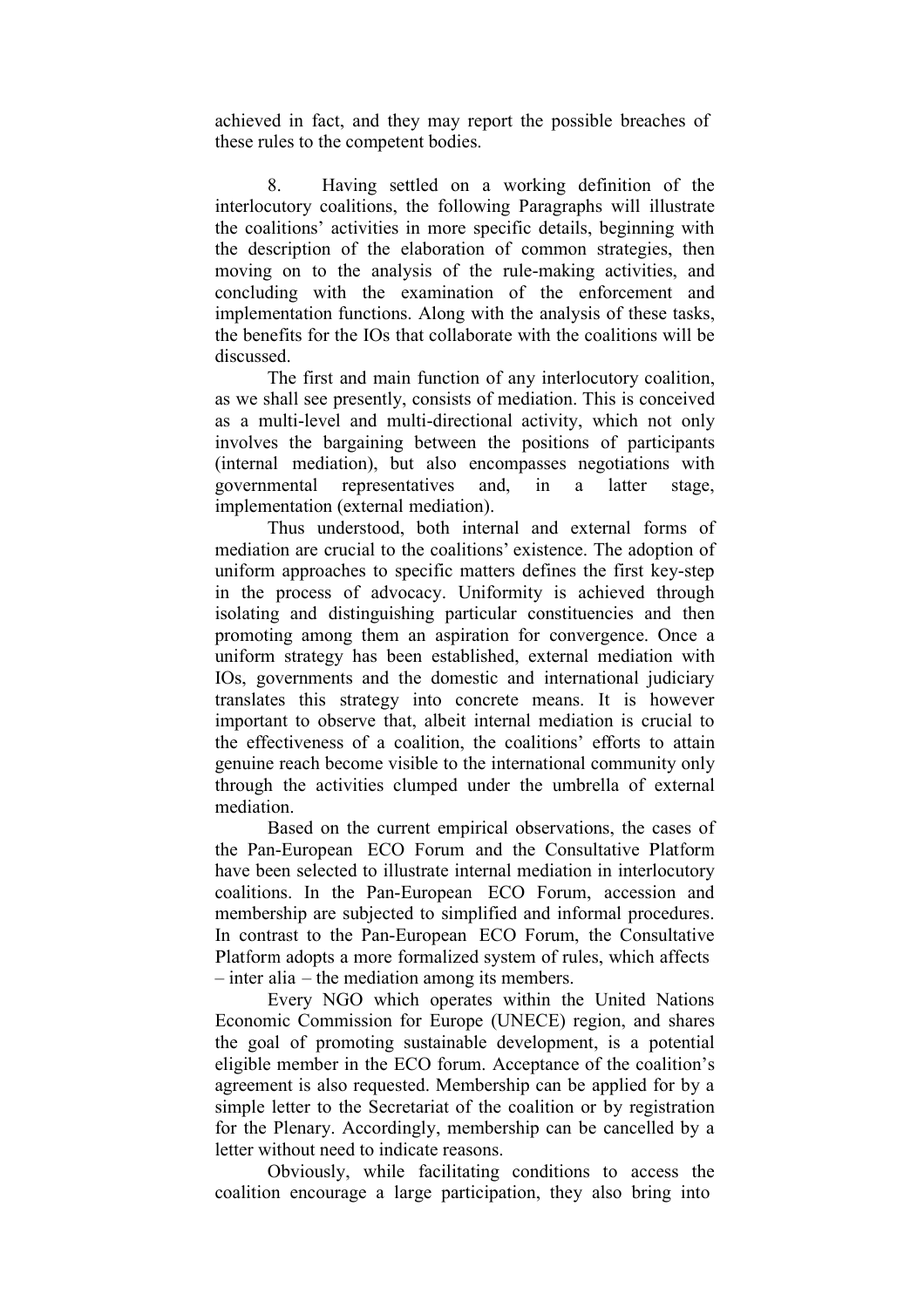achieved in fact, and they may report the possible breaches of these rules to the competent bodies.

8. Having settled on a working definition of the interlocutory coalitions, the following Paragraphs will illustrate the coalitions' activities in more specific details, beginning with the description of the elaboration of common strategies, then moving on to the analysis of the rule-making activities, and concluding with the examination of the enforcement and implementation functions. Along with the analysis of these tasks, the benefits for the IOs that collaborate with the coalitions will be discussed.

The first and main function of any interlocutory coalition, as we shall see presently, consists of mediation. This is conceived as a multi-level and multi-directional activity, which not only involves the bargaining between the positions of participants (internal mediation), but also encompasses negotiations with governmental representatives and, in a latter stage, implementation (external mediation).

Thus understood, both internal and external forms of mediation are crucial to the coalitions' existence. The adoption of uniform approaches to specific matters defines the first key-step in the process of advocacy. Uniformity is achieved through isolating and distinguishing particular constituencies and then promoting among them an aspiration for convergence. Once a uniform strategy has been established, external mediation with IOs, governments and the domestic and international judiciary translates this strategy into concrete means. It is however important to observe that, albeit internal mediation is crucial to the effectiveness of a coalition, the coalitions' efforts to attain genuine reach become visible to the international community only through the activities clumped under the umbrella of external mediation.

Based on the current empirical observations, the cases of the Pan-European ECO Forum and the Consultative Platform have been selected to illustrate internal mediation in interlocutory coalitions. In the Pan-European ECO Forum, accession and membership are subjected to simplified and informal procedures. In contrast to the Pan-European ECO Forum, the Consultative Platform adopts a more formalized system of rules, which affects – inter alia – the mediation among its members.

Every NGO which operates within the United Nations Economic Commission for Europe (UNECE) region, and shares the goal of promoting sustainable development, is a potential eligible member in the ECO forum. Acceptance of the coalition's agreement is also requested. Membership can be applied for by a simple letter to the Secretariat of the coalition or by registration for the Plenary. Accordingly, membership can be cancelled by a letter without need to indicate reasons.

Obviously, while facilitating conditions to access the coalition encourage a large participation, they also bring into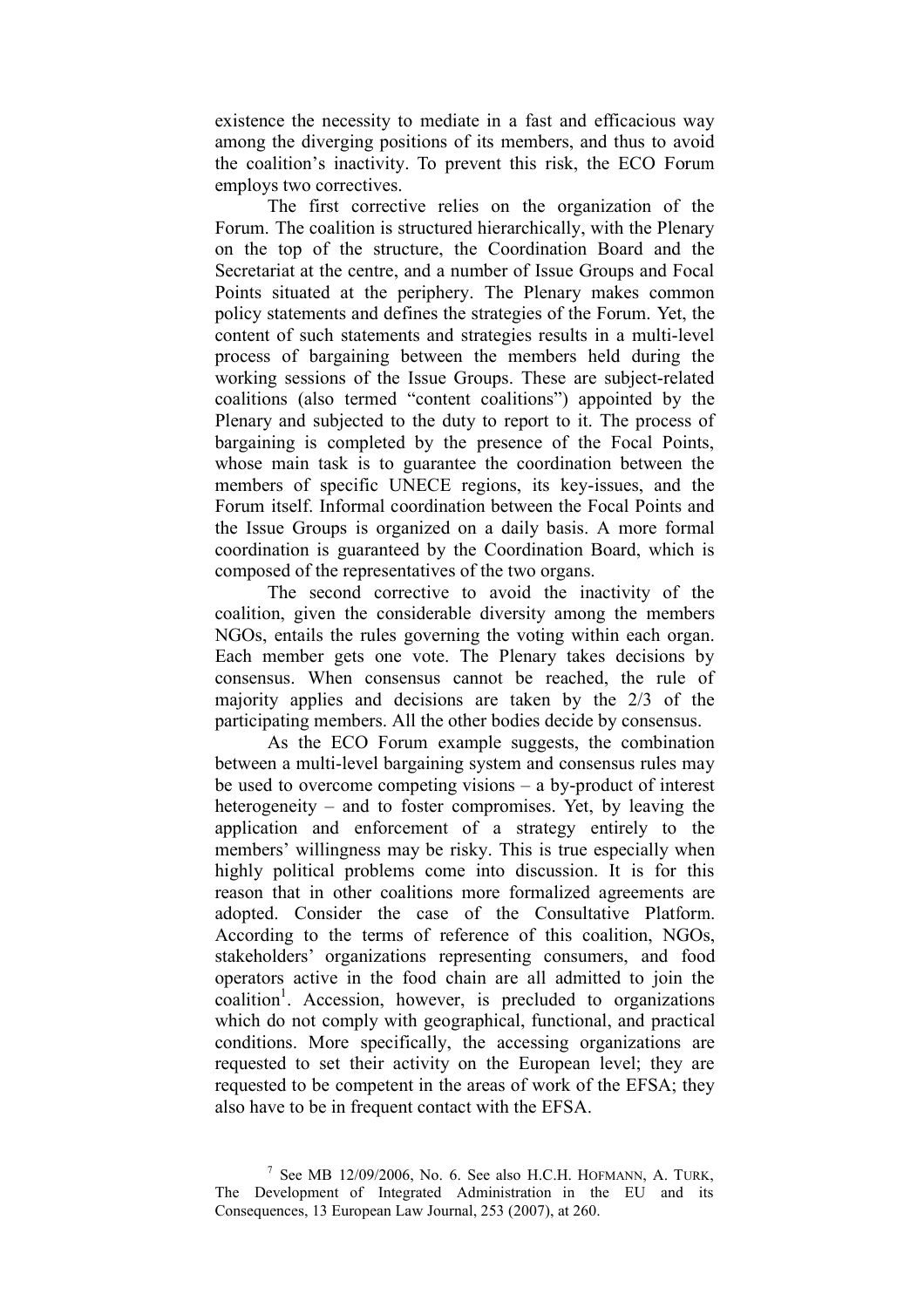existence the necessity to mediate in a fast and efficacious way among the diverging positions of its members, and thus to avoid the coalition's inactivity. To prevent this risk, the ECO Forum employs two correctives.

The first corrective relies on the organization of the Forum. The coalition is structured hierarchically, with the Plenary on the top of the structure, the Coordination Board and the Secretariat at the centre, and a number of Issue Groups and Focal Points situated at the periphery. The Plenary makes common policy statements and defines the strategies of the Forum. Yet, the content of such statements and strategies results in a multi-level process of bargaining between the members held during the working sessions of the Issue Groups. These are subject-related coalitions (also termed "content coalitions") appointed by the Plenary and subjected to the duty to report to it. The process of bargaining is completed by the presence of the Focal Points, whose main task is to guarantee the coordination between the members of specific UNECE regions, its key-issues, and the Forum itself. Informal coordination between the Focal Points and the Issue Groups is organized on a daily basis. A more formal coordination is guaranteed by the Coordination Board, which is composed of the representatives of the two organs.

The second corrective to avoid the inactivity of the coalition, given the considerable diversity among the members NGOs, entails the rules governing the voting within each organ. Each member gets one vote. The Plenary takes decisions by consensus. When consensus cannot be reached, the rule of majority applies and decisions are taken by the 2/3 of the participating members. All the other bodies decide by consensus.

As the ECO Forum example suggests, the combination between a multi-level bargaining system and consensus rules may be used to overcome competing visions – a by-product of interest heterogeneity – and to foster compromises. Yet, by leaving the application and enforcement of a strategy entirely to the members' willingness may be risky. This is true especially when highly political problems come into discussion. It is for this reason that in other coalitions more formalized agreements are adopted. Consider the case of the Consultative Platform. According to the terms of reference of this coalition, NGOs, stakeholders' organizations representing consumers, and food operators active in the food chain are all admitted to join the coalition[1]. Accession, however, is precluded to organizations which do not comply with geographical, functional, and practical conditions. More specifically, the accessing organizations are requested to set their activity on the European level; they are requested to be competent in the areas of work of the EFSA; they also have to be in frequent contact with the EFSA.

[7] See MB 12/09/2006, No. 6. See also H.C.H. HOFMANN, A. TURK, The Development of Integrated Administration in the EU and its Consequences, 13 European Law Journal, 253 (2007), at 260.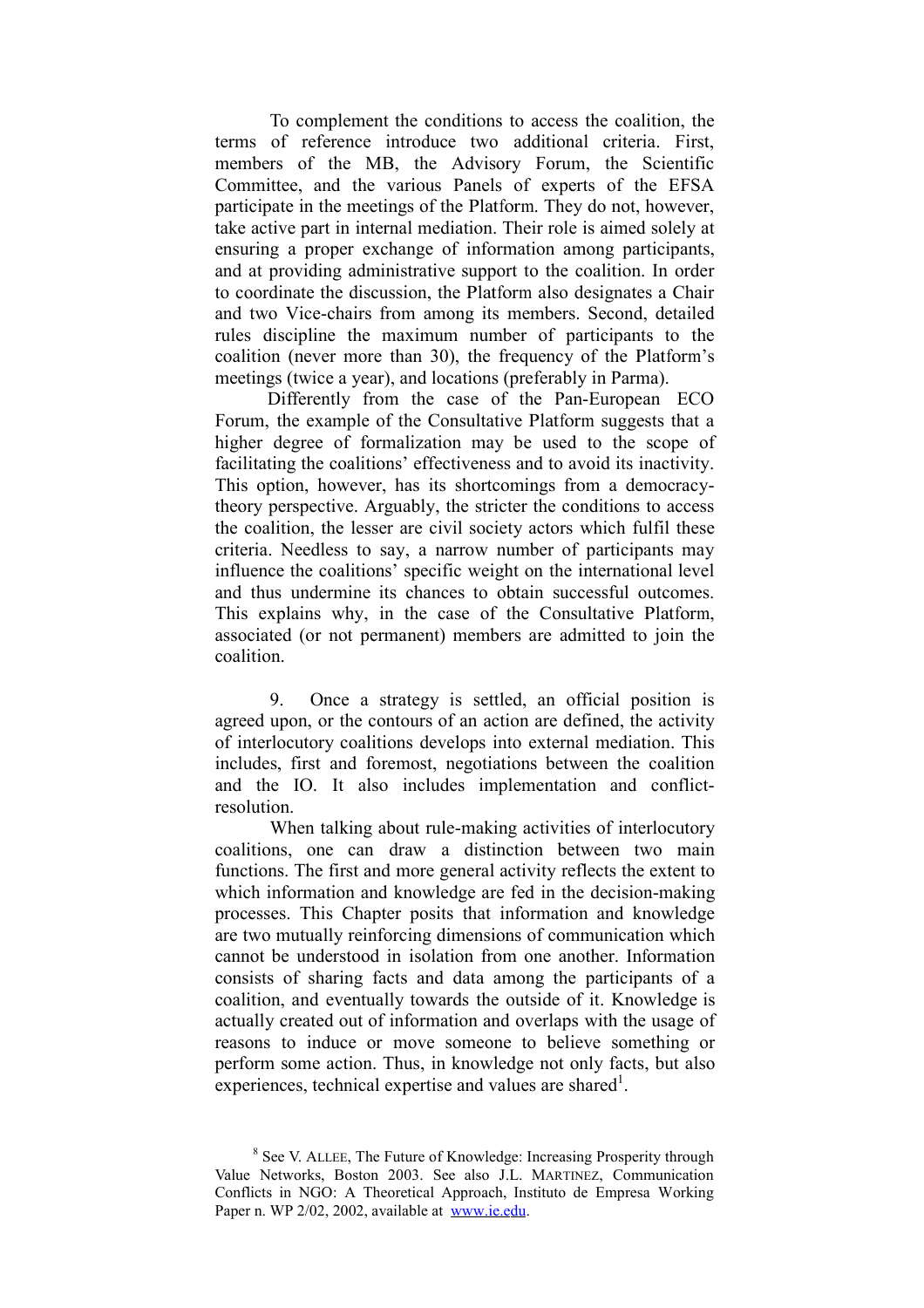To complement the conditions to access the coalition, the terms of reference introduce two additional criteria. First, members of the MB, the Advisory Forum, the Scientific Committee, and the various Panels of experts of the EFSA participate in the meetings of the Platform. They do not, however, take active part in internal mediation. Their role is aimed solely at ensuring a proper exchange of information among participants, and at providing administrative support to the coalition. In order to coordinate the discussion, the Platform also designates a Chair and two Vice-chairs from among its members. Second, detailed rules discipline the maximum number of participants to the coalition (never more than 30), the frequency of the Platform's meetings (twice a year), and locations (preferably in Parma).

Differently from the case of the Pan-European ECO Forum, the example of the Consultative Platform suggests that a higher degree of formalization may be used to the scope of facilitating the coalitions' effectiveness and to avoid its inactivity. This option, however, has its shortcomings from a democracy-theory perspective. Arguably, the stricter the conditions to access the coalition, the lesser are civil society actors which fulfil these criteria. Needless to say, a narrow number of participants may influence the coalitions' specific weight on the international level and thus undermine its chances to obtain successful outcomes. This explains why, in the case of the Consultative Platform, associated (or not permanent) members are admitted to join the coalition.

9. Once a strategy is settled, an official position is agreed upon, or the contours of an action are defined, the activity of interlocutory coalitions develops into external mediation. This includes, first and foremost, negotiations between the coalition and the IO. It also includes implementation and conflict-resolution.

When talking about rule-making activities of interlocutory coalitions, one can draw a distinction between two main functions. The first and more general activity reflects the extent to which information and knowledge are fed in the decision-making processes. This Chapter posits that information and knowledge are two mutually reinforcing dimensions of communication which cannot be understood in isolation from one another. Information consists of sharing facts and data among the participants of a coalition, and eventually towards the outside of it. Knowledge is actually created out of information and overlaps with the usage of reasons to induce or move someone to believe something or perform some action. Thus, in knowledge not only facts, but also experiences, technical expertise and values are shared[1].

[8] See V. ALLEE, The Future of Knowledge: Increasing Prosperity through Value Networks, Boston 2003. See also J.L. MARTINEZ, Communication Conflicts in NGO: A Theoretical Approach, Instituto de Empresa Working Paper n. WP 2/02, 2002, available at www.ie.edu.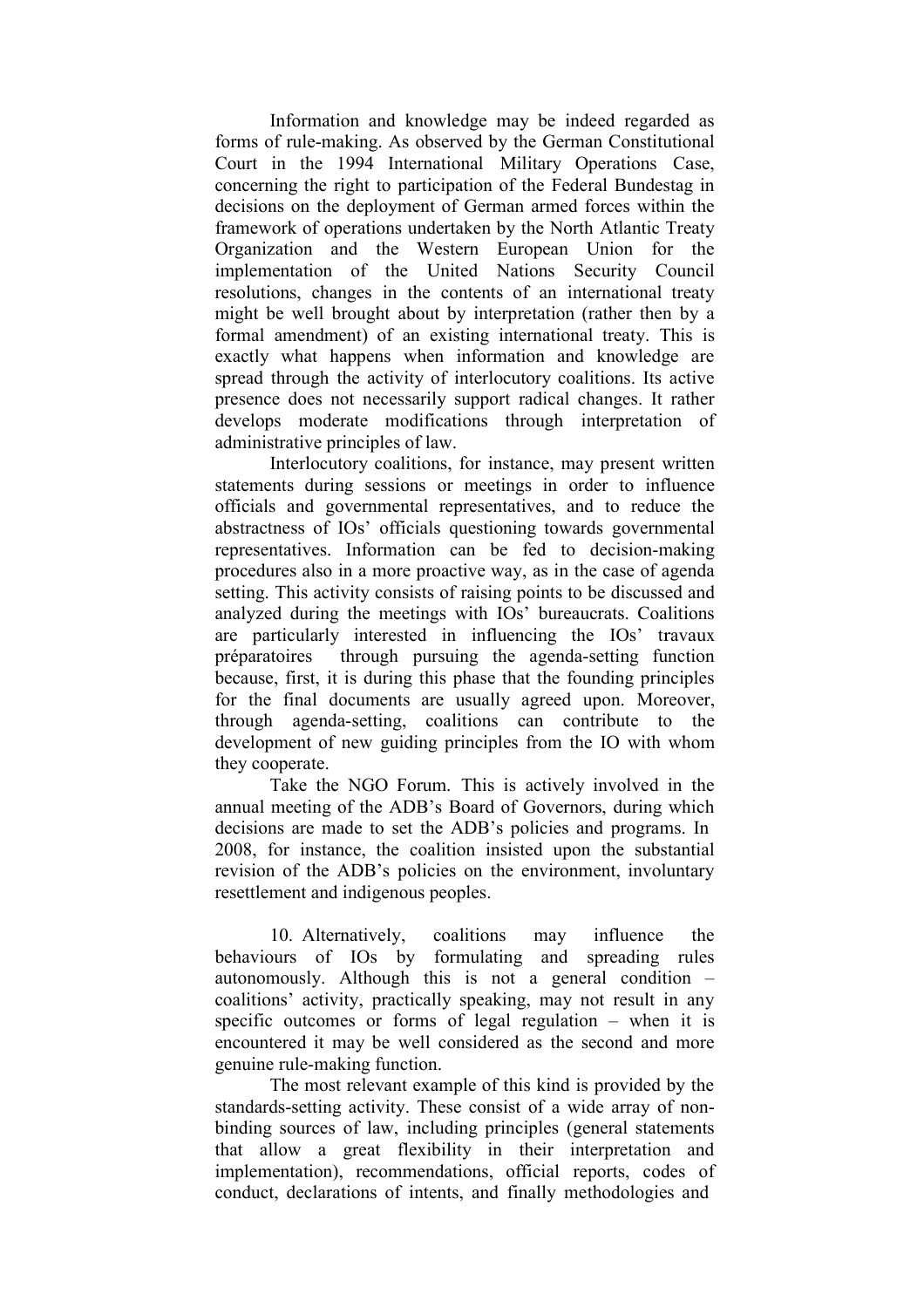Information and knowledge may be indeed regarded as forms of rule-making. As observed by the German Constitutional Court in the 1994 International Military Operations Case, concerning the right to participation of the Federal Bundestag in decisions on the deployment of German armed forces within the framework of operations undertaken by the North Atlantic Treaty Organization and the Western European Union for the implementation of the United Nations Security Council resolutions, changes in the contents of an international treaty might be well brought about by interpretation (rather then by a formal amendment) of an existing international treaty. This is exactly what happens when information and knowledge are spread through the activity of interlocutory coalitions. Its active presence does not necessarily support radical changes. It rather develops moderate modifications through interpretation of administrative principles of law.

Interlocutory coalitions, for instance, may present written statements during sessions or meetings in order to influence officials and governmental representatives, and to reduce the abstractness of IOs' officials questioning towards governmental representatives. Information can be fed to decision-making procedures also in a more proactive way, as in the case of agenda setting. This activity consists of raising points to be discussed and analyzed during the meetings with IOs' bureaucrats. Coalitions are particularly interested in influencing the IOs' travaux préparatoires through pursuing the agenda-setting function because, first, it is during this phase that the founding principles for the final documents are usually agreed upon. Moreover, through agenda-setting, coalitions can contribute to the development of new guiding principles from the IO with whom they cooperate.

Take the NGO Forum. This is actively involved in the annual meeting of the ADB's Board of Governors, during which decisions are made to set the ADB's policies and programs. In 2008, for instance, the coalition insisted upon the substantial revision of the ADB's policies on the environment, involuntary resettlement and indigenous peoples.

10. Alternatively, coalitions may influence the behaviours of IOs by formulating and spreading rules autonomously. Although this is not a general condition – coalitions' activity, practically speaking, may not result in any specific outcomes or forms of legal regulation – when it is encountered it may be well considered as the second and more genuine rule-making function.

The most relevant example of this kind is provided by the standards-setting activity. These consist of a wide array of non-binding sources of law, including principles (general statements that allow a great flexibility in their interpretation and implementation), recommendations, official reports, codes of conduct, declarations of intents, and finally methodologies and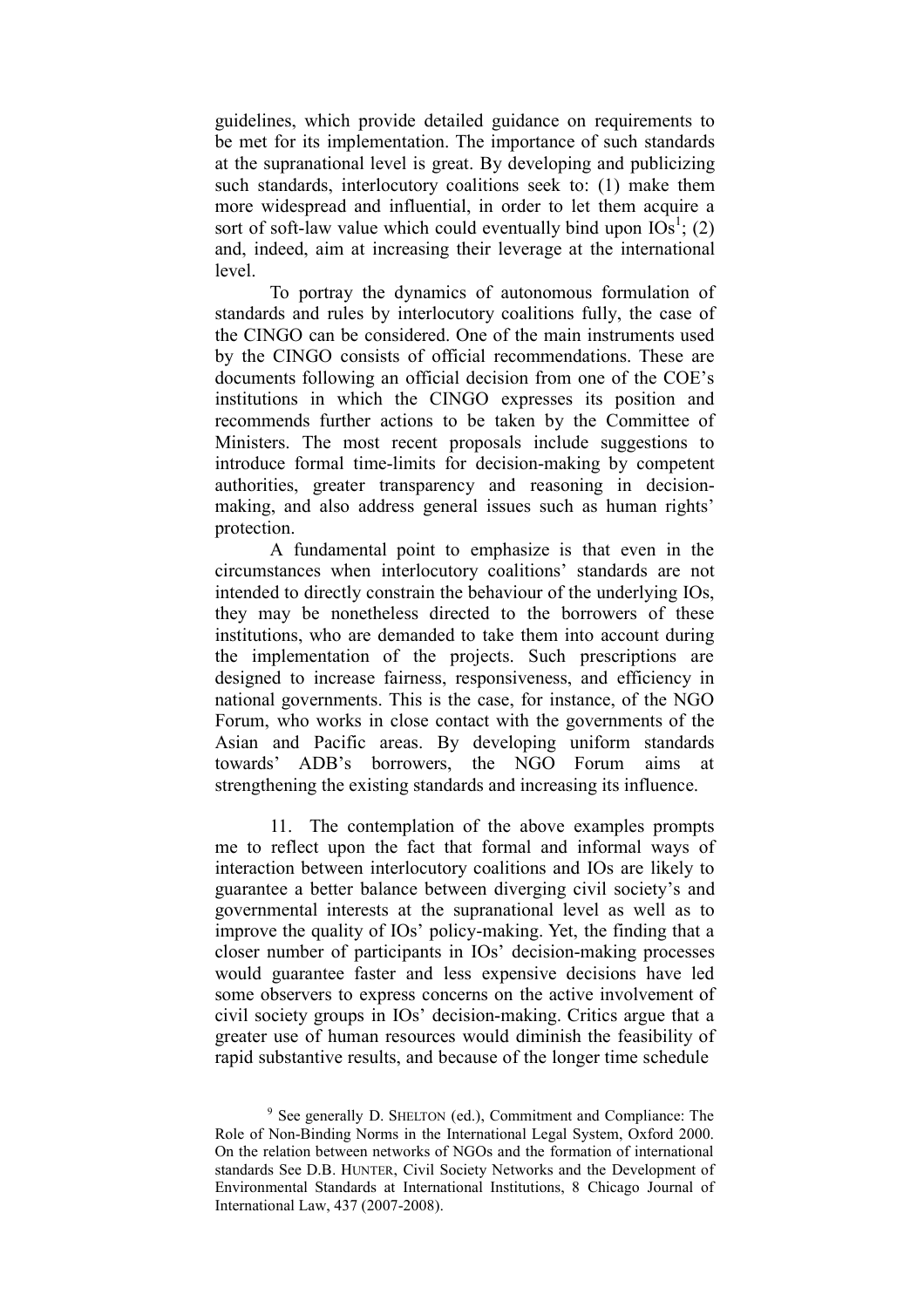guidelines, which provide detailed guidance on requirements to be met for its implementation. The importance of such standards at the supranational level is great. By developing and publicizing such standards, interlocutory coalitions seek to: (1) make them more widespread and influential, in order to let them acquire a sort of soft-law value which could eventually bind upon IOs[1]; (2) and, indeed, aim at increasing their leverage at the international level.

To portray the dynamics of autonomous formulation of standards and rules by interlocutory coalitions fully, the case of the CINGO can be considered. One of the main instruments used by the CINGO consists of official recommendations. These are documents following an official decision from one of the COE's institutions in which the CINGO expresses its position and recommends further actions to be taken by the Committee of Ministers. The most recent proposals include suggestions to introduce formal time-limits for decision-making by competent authorities, greater transparency and reasoning in decision-making, and also address general issues such as human rights' protection.

A fundamental point to emphasize is that even in the circumstances when interlocutory coalitions' standards are not intended to directly constrain the behaviour of the underlying IOs, they may be nonetheless directed to the borrowers of these institutions, who are demanded to take them into account during the implementation of the projects. Such prescriptions are designed to increase fairness, responsiveness, and efficiency in national governments. This is the case, for instance, of the NGO Forum, who works in close contact with the governments of the Asian and Pacific areas. By developing uniform standards towards' ADB's borrowers, the NGO Forum aims at strengthening the existing standards and increasing its influence.

11. The contemplation of the above examples prompts me to reflect upon the fact that formal and informal ways of interaction between interlocutory coalitions and IOs are likely to guarantee a better balance between diverging civil society's and governmental interests at the supranational level as well as to improve the quality of IOs' policy-making. Yet, the finding that a closer number of participants in IOs' decision-making processes would guarantee faster and less expensive decisions have led some observers to express concerns on the active involvement of civil society groups in IOs' decision-making. Critics argue that a greater use of human resources would diminish the feasibility of rapid substantive results, and because of the longer time schedule

---

[9] See generally D. SHELTON (ed.), Commitment and Compliance: The Role of Non-Binding Norms in the International Legal System, Oxford 2000. On the relation between networks of NGOs and the formation of international standards See D.B. HUNTER, Civil Society Networks and the Development of Environmental Standards at International Institutions, 8 Chicago Journal of International Law, 437 (2007-2008).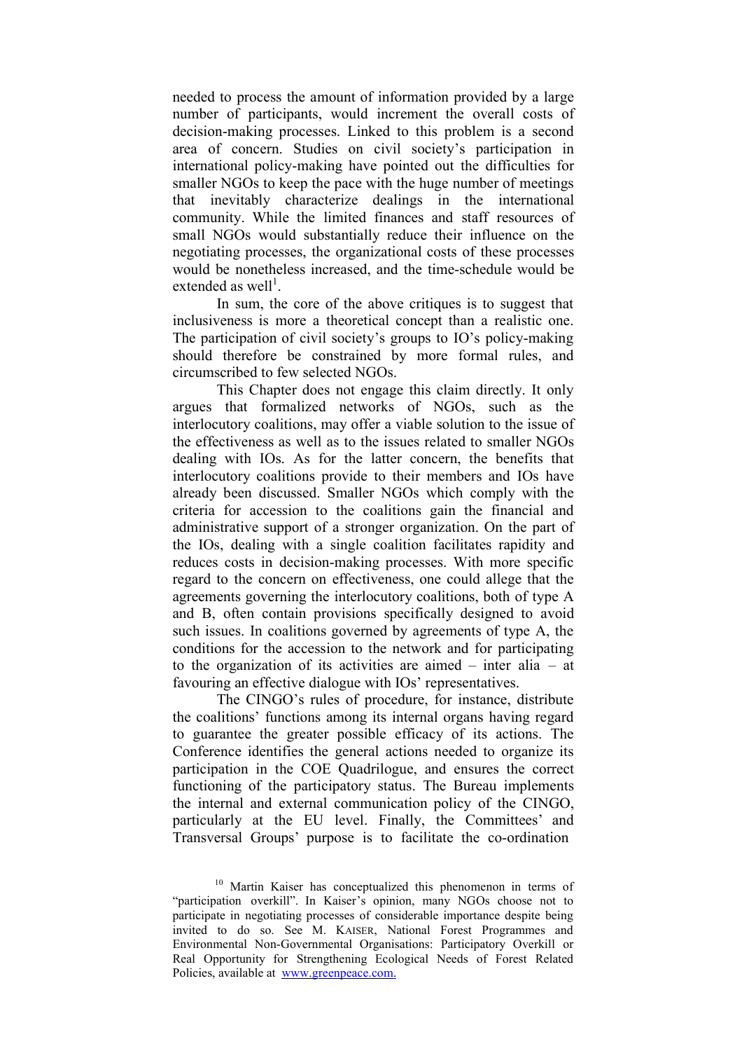needed to process the amount of information provided by a large number of participants, would increment the overall costs of decision-making processes. Linked to this problem is a second area of concern. Studies on civil society's participation in international policy-making have pointed out the difficulties for smaller NGOs to keep the pace with the huge number of meetings that inevitably characterize dealings in the international community. While the limited finances and staff resources of small NGOs would substantially reduce their influence on the negotiating processes, the organizational costs of these processes would be nonetheless increased, and the time-schedule would be extended as well[1].

In sum, the core of the above critiques is to suggest that inclusiveness is more a theoretical concept than a realistic one. The participation of civil society's groups to IO's policy-making should therefore be constrained by more formal rules, and circumscribed to few selected NGOs.

This Chapter does not engage this claim directly. It only argues that formalized networks of NGOs, such as the interlocutory coalitions, may offer a viable solution to the issue of the effectiveness as well as to the issues related to smaller NGOs dealing with IOs. As for the latter concern, the benefits that interlocutory coalitions provide to their members and IOs have already been discussed. Smaller NGOs which comply with the criteria for accession to the coalitions gain the financial and administrative support of a stronger organization. On the part of the IOs, dealing with a single coalition facilitates rapidity and reduces costs in decision-making processes. With more specific regard to the concern on effectiveness, one could allege that the agreements governing the interlocutory coalitions, both of type A and B, often contain provisions specifically designed to avoid such issues. In coalitions governed by agreements of type A, the conditions for the accession to the network and for participating to the organization of its activities are aimed – inter alia – at favouring an effective dialogue with IOs' representatives.

The CINGO's rules of procedure, for instance, distribute the coalitions' functions among its internal organs having regard to guarantee the greater possible efficacy of its actions. The Conference identifies the general actions needed to organize its participation in the COE Quadrilogue, and ensures the correct functioning of the participatory status. The Bureau implements the internal and external communication policy of the CINGO, particularly at the EU level. Finally, the Committees' and Transversal Groups' purpose is to facilitate the co-ordination

[10] Martin Kaiser has conceptualized this phenomenon in terms of "participation overkill". In Kaiser's opinion, many NGOs choose not to participate in negotiating processes of considerable importance despite being invited to do so. See M. KAISER, National Forest Programmes and Environmental Non-Governmental Organisations: Participatory Overkill or Real Opportunity for Strengthening Ecological Needs of Forest Related Policies, available at www.greenpeace.com.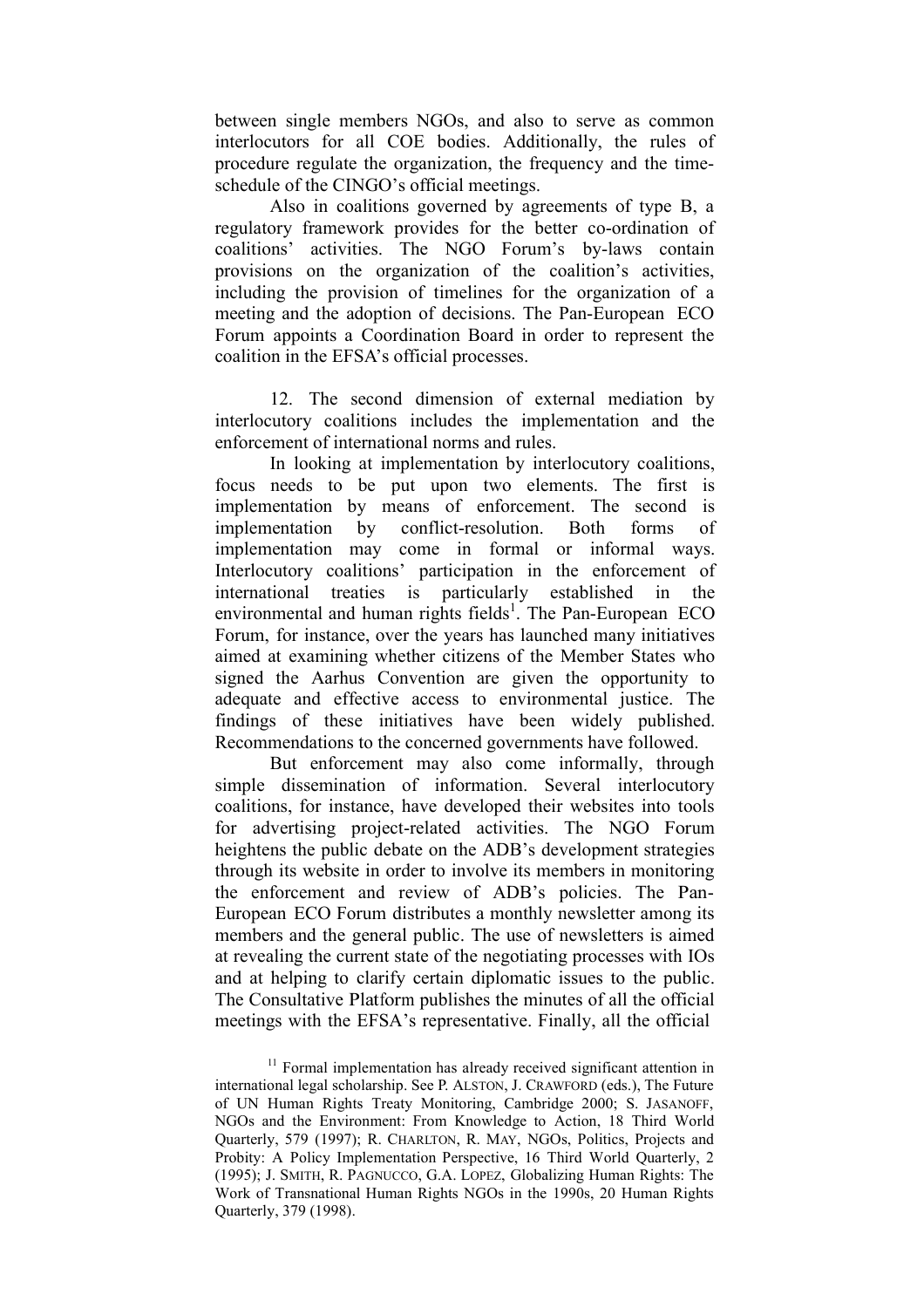between single members NGOs, and also to serve as common interlocutors for all COE bodies. Additionally, the rules of procedure regulate the organization, the frequency and the time-schedule of the CINGO's official meetings.

Also in coalitions governed by agreements of type B, a regulatory framework provides for the better co-ordination of coalitions' activities. The NGO Forum's by-laws contain provisions on the organization of the coalition's activities, including the provision of timelines for the organization of a meeting and the adoption of decisions. The Pan-European ECO Forum appoints a Coordination Board in order to represent the coalition in the EFSA's official processes.

12. The second dimension of external mediation by interlocutory coalitions includes the implementation and the enforcement of international norms and rules.

In looking at implementation by interlocutory coalitions, focus needs to be put upon two elements. The first is implementation by means of enforcement. The second is implementation by conflict-resolution. Both forms of implementation may come in formal or informal ways. Interlocutory coalitions' participation in the enforcement of international treaties is particularly established in the environmental and human rights fields[1]. The Pan-European ECO Forum, for instance, over the years has launched many initiatives aimed at examining whether citizens of the Member States who signed the Aarhus Convention are given the opportunity to adequate and effective access to environmental justice. The findings of these initiatives have been widely published. Recommendations to the concerned governments have followed.

But enforcement may also come informally, through simple dissemination of information. Several interlocutory coalitions, for instance, have developed their websites into tools for advertising project-related activities. The NGO Forum heightens the public debate on the ADB's development strategies through its website in order to involve its members in monitoring the enforcement and review of ADB's policies. The Pan-European ECO Forum distributes a monthly newsletter among its members and the general public. The use of newsletters is aimed at revealing the current state of the negotiating processes with IOs and at helping to clarify certain diplomatic issues to the public. The Consultative Platform publishes the minutes of all the official meetings with the EFSA's representative. Finally, all the official

[11] Formal implementation has already received significant attention in international legal scholarship. See P. Alston, J. Crawford (eds.), The Future of UN Human Rights Treaty Monitoring, Cambridge 2000; S. Jasanoff, NGOs and the Environment: From Knowledge to Action, 18 Third World Quarterly, 579 (1997); R. Charlton, R. May, NGOs, Politics, Projects and Probity: A Policy Implementation Perspective, 16 Third World Quarterly, 2 (1995); J. Smith, R. Pagnucco, G.A. Lopez, Globalizing Human Rights: The Work of Transnational Human Rights NGOs in the 1990s, 20 Human Rights Quarterly, 379 (1998).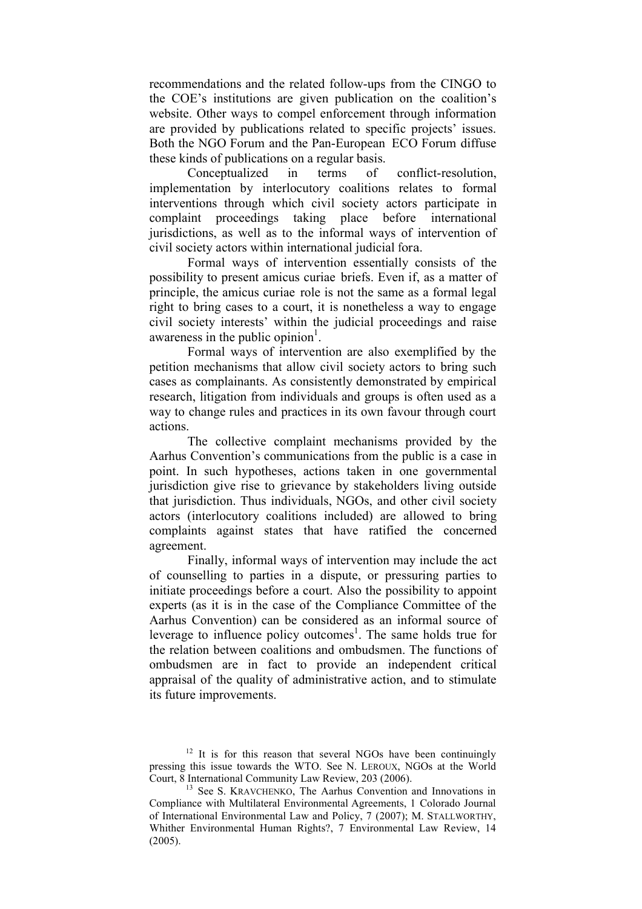recommendations and the related follow-ups from the CINGO to the COE's institutions are given publication on the coalition's website. Other ways to compel enforcement through information are provided by publications related to specific projects' issues. Both the NGO Forum and the Pan-European ECO Forum diffuse these kinds of publications on a regular basis.

Conceptualized in terms of conflict-resolution, implementation by interlocutory coalitions relates to formal interventions through which civil society actors participate in complaint proceedings taking place before international jurisdictions, as well as to the informal ways of intervention of civil society actors within international judicial fora.

Formal ways of intervention essentially consists of the possibility to present amicus curiae briefs. Even if, as a matter of principle, the amicus curiae role is not the same as a formal legal right to bring cases to a court, it is nonetheless a way to engage civil society interests' within the judicial proceedings and raise awareness in the public opinion[1].

Formal ways of intervention are also exemplified by the petition mechanisms that allow civil society actors to bring such cases as complainants. As consistently demonstrated by empirical research, litigation from individuals and groups is often used as a way to change rules and practices in its own favour through court actions.

The collective complaint mechanisms provided by the Aarhus Convention's communications from the public is a case in point. In such hypotheses, actions taken in one governmental jurisdiction give rise to grievance by stakeholders living outside that jurisdiction. Thus individuals, NGOs, and other civil society actors (interlocutory coalitions included) are allowed to bring complaints against states that have ratified the concerned agreement.

Finally, informal ways of intervention may include the act of counselling to parties in a dispute, or pressuring parties to initiate proceedings before a court. Also the possibility to appoint experts (as it is in the case of the Compliance Committee of the Aarhus Convention) can be considered as an informal source of leverage to influence policy outcomes[1]. The same holds true for the relation between coalitions and ombudsmen. The functions of ombudsmen are in fact to provide an independent critical appraisal of the quality of administrative action, and to stimulate its future improvements.

[12] It is for this reason that several NGOs have been continuingly pressing this issue towards the WTO. See N. LEROUX, NGOs at the World Court, 8 International Community Law Review, 203 (2006).

[13] See S. KRAVCHENKO, The Aarhus Convention and Innovations in Compliance with Multilateral Environmental Agreements, 1 Colorado Journal of International Environmental Law and Policy, 7 (2007); M. STALLWORTHY, Whither Environmental Human Rights?, 7 Environmental Law Review, 14 (2005).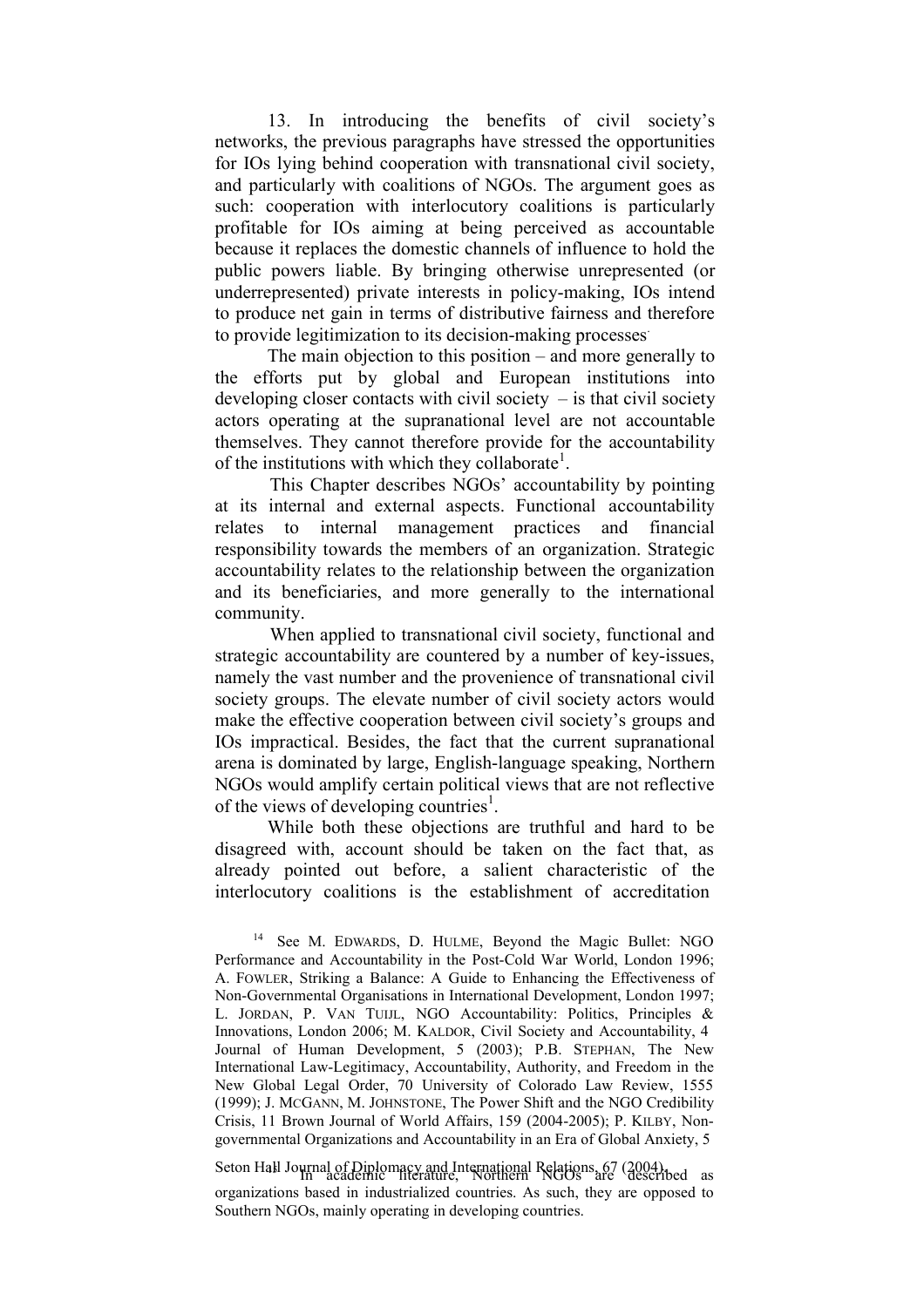13. In introducing the benefits of civil society's networks, the previous paragraphs have stressed the opportunities for IOs lying behind cooperation with transnational civil society, and particularly with coalitions of NGOs. The argument goes as such: cooperation with interlocutory coalitions is particularly profitable for IOs aiming at being perceived as accountable because it replaces the domestic channels of influence to hold the public powers liable. By bringing otherwise unrepresented (or underrepresented) private interests in policy-making, IOs intend to produce net gain in terms of distributive fairness and therefore to provide legitimization to its decision-making processes.

The main objection to this position – and more generally to the efforts put by global and European institutions into developing closer contacts with civil society – is that civil society actors operating at the supranational level are not accountable themselves. They cannot therefore provide for the accountability of the institutions with which they collaborate[1].

This Chapter describes NGOs' accountability by pointing at its internal and external aspects. Functional accountability relates to internal management practices and financial responsibility towards the members of an organization. Strategic accountability relates to the relationship between the organization and its beneficiaries, and more generally to the international community.

When applied to transnational civil society, functional and strategic accountability are countered by a number of key-issues, namely the vast number and the provenience of transnational civil society groups. The elevate number of civil society actors would make the effective cooperation between civil society's groups and IOs impractical. Besides, the fact that the current supranational arena is dominated by large, English-language speaking, Northern NGOs would amplify certain political views that are not reflective of the views of developing countries[1].

While both these objections are truthful and hard to be disagreed with, account should be taken on the fact that, as already pointed out before, a salient characteristic of the interlocutory coalitions is the establishment of accreditation

[14] See M. EDWARDS, D. HULME, Beyond the Magic Bullet: NGO Performance and Accountability in the Post-Cold War World, London 1996; A. FOWLER, Striking a Balance: A Guide to Enhancing the Effectiveness of Non-Governmental Organisations in International Development, London 1997; L. JORDAN, P. VAN TUIJL, NGO Accountability: Politics, Principles & Innovations, London 2006; M. KALDOR, Civil Society and Accountability, 4 Journal of Human Development, 5 (2003); P.B. STEPHAN, The New International Law-Legitimacy, Accountability, Authority, and Freedom in the New Global Legal Order, 70 University of Colorado Law Review, 1555 (1999); J. MCGANN, M. JOHNSTONE, The Power Shift and the NGO Credibility Crisis, 11 Brown Journal of World Affairs, 159 (2004-2005); P. KILBY, Non-governmental Organizations and Accountability in an Era of Global Anxiety, 5 Seton Hall Journal of Diplomacy and International Relations, 67 (2004).

[1] In academic literature, Northern NGOs are described as organizations based in industrialized countries. As such, they are opposed to Southern NGOs, mainly operating in developing countries.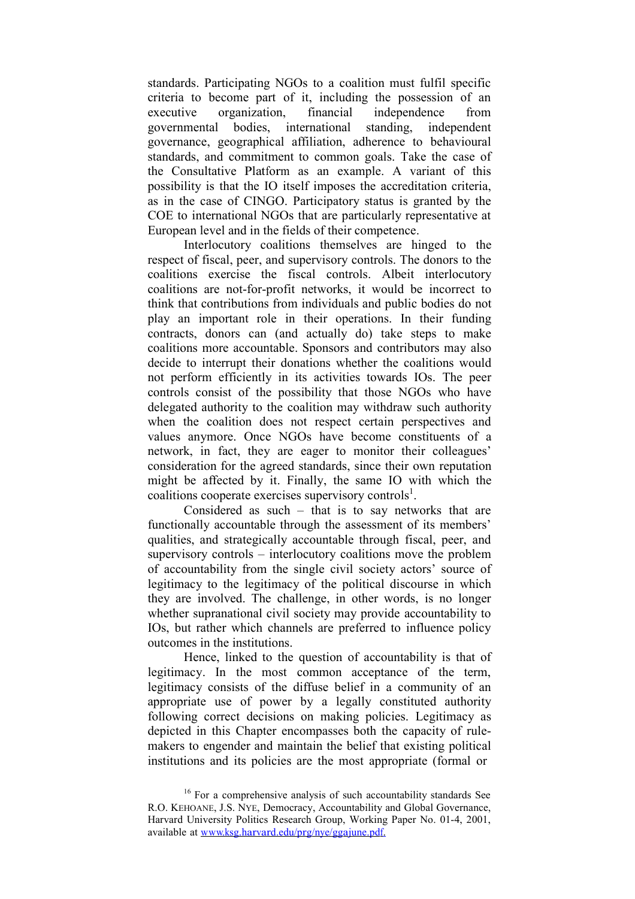standards. Participating NGOs to a coalition must fulfil specific criteria to become part of it, including the possession of an executive organization, financial independence from governmental bodies, international standing, independent governance, geographical affiliation, adherence to behavioural standards, and commitment to common goals. Take the case of the Consultative Platform as an example. A variant of this possibility is that the IO itself imposes the accreditation criteria, as in the case of CINGO. Participatory status is granted by the COE to international NGOs that are particularly representative at European level and in the fields of their competence.

Interlocutory coalitions themselves are hinged to the respect of fiscal, peer, and supervisory controls. The donors to the coalitions exercise the fiscal controls. Albeit interlocutory coalitions are not-for-profit networks, it would be incorrect to think that contributions from individuals and public bodies do not play an important role in their operations. In their funding contracts, donors can (and actually do) take steps to make coalitions more accountable. Sponsors and contributors may also decide to interrupt their donations whether the coalitions would not perform efficiently in its activities towards IOs. The peer controls consist of the possibility that those NGOs who have delegated authority to the coalition may withdraw such authority when the coalition does not respect certain perspectives and values anymore. Once NGOs have become constituents of a network, in fact, they are eager to monitor their colleagues' consideration for the agreed standards, since their own reputation might be affected by it. Finally, the same IO with which the coalitions cooperate exercises supervisory controls[1].

Considered as such – that is to say networks that are functionally accountable through the assessment of its members' qualities, and strategically accountable through fiscal, peer, and supervisory controls – interlocutory coalitions move the problem of accountability from the single civil society actors' source of legitimacy to the legitimacy of the political discourse in which they are involved. The challenge, in other words, is no longer whether supranational civil society may provide accountability to IOs, but rather which channels are preferred to influence policy outcomes in the institutions.

Hence, linked to the question of accountability is that of legitimacy. In the most common acceptance of the term, legitimacy consists of the diffuse belief in a community of an appropriate use of power by a legally constituted authority following correct decisions on making policies. Legitimacy as depicted in this Chapter encompasses both the capacity of rule-makers to engender and maintain the belief that existing political institutions and its policies are the most appropriate (formal or

---

[16] For a comprehensive analysis of such accountability standards See R.O. KEHOANE, J.S. NYE, Democracy, Accountability and Global Governance, Harvard University Politics Research Group, Working Paper No. 01-4, 2001, available at www.ksg.harvard.edu/prg/nye/ggajune.pdf.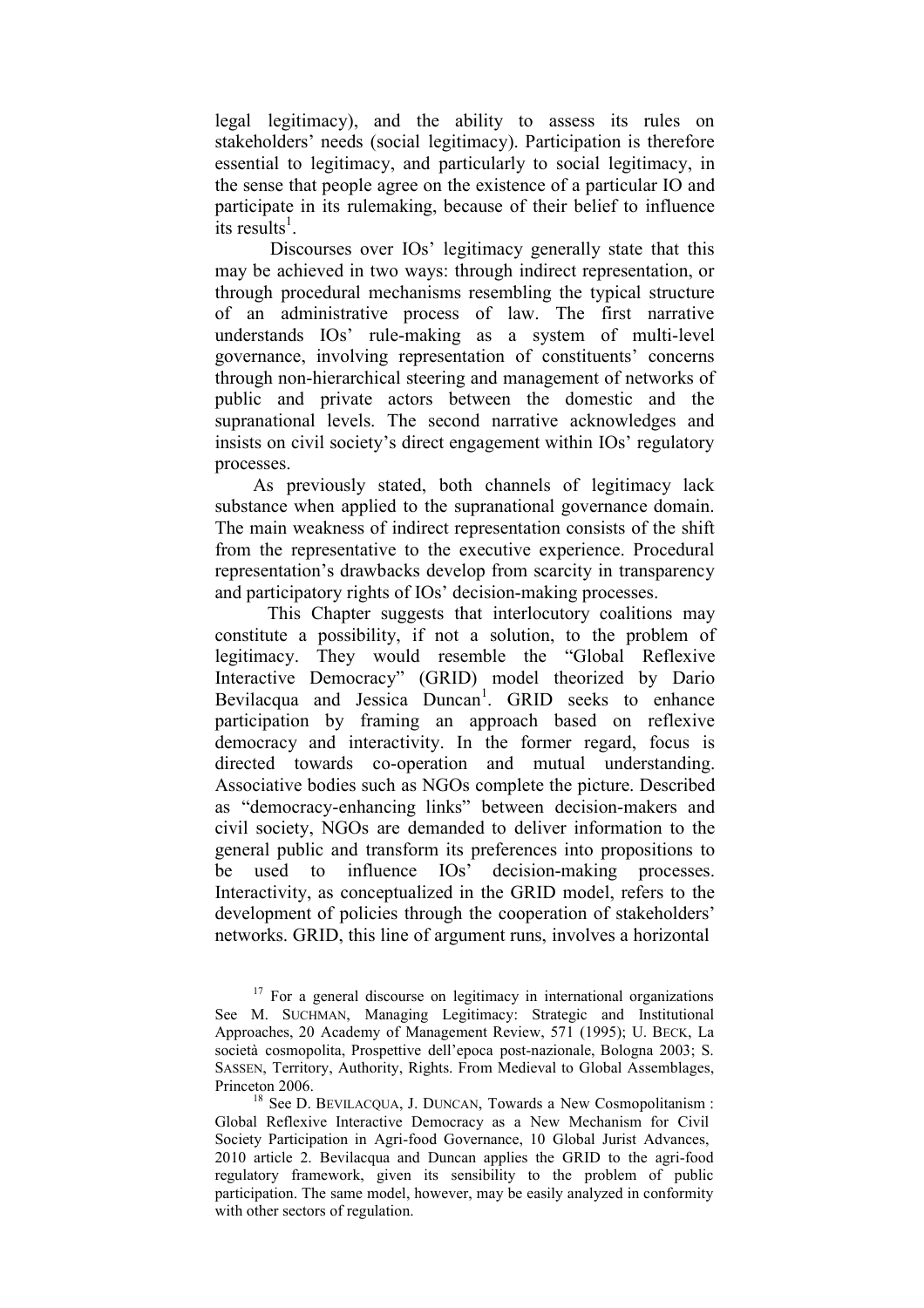legal legitimacy), and the ability to assess its rules on stakeholders' needs (social legitimacy). Participation is therefore essential to legitimacy, and particularly to social legitimacy, in the sense that people agree on the existence of a particular IO and participate in its rulemaking, because of their belief to influence its results[1].

Discourses over IOs' legitimacy generally state that this may be achieved in two ways: through indirect representation, or through procedural mechanisms resembling the typical structure of an administrative process of law. The first narrative understands IOs' rule-making as a system of multi-level governance, involving representation of constituents' concerns through non-hierarchical steering and management of networks of public and private actors between the domestic and the supranational levels. The second narrative acknowledges and insists on civil society's direct engagement within IOs' regulatory processes.

As previously stated, both channels of legitimacy lack substance when applied to the supranational governance domain. The main weakness of indirect representation consists of the shift from the representative to the executive experience. Procedural representation's drawbacks develop from scarcity in transparency and participatory rights of IOs' decision-making processes.

This Chapter suggests that interlocutory coalitions may constitute a possibility, if not a solution, to the problem of legitimacy. They would resemble the "Global Reflexive Interactive Democracy" (GRID) model theorized by Dario Bevilacqua and Jessica Duncan[1]. GRID seeks to enhance participation by framing an approach based on reflexive democracy and interactivity. In the former regard, focus is directed towards co-operation and mutual understanding. Associative bodies such as NGOs complete the picture. Described as "democracy-enhancing links" between decision-makers and civil society, NGOs are demanded to deliver information to the general public and transform its preferences into propositions to be used to influence IOs' decision-making processes. Interactivity, as conceptualized in the GRID model, refers to the development of policies through the cooperation of stakeholders' networks. GRID, this line of argument runs, involves a horizontal

---

[17] For a general discourse on legitimacy in international organizations See M. SUCHMAN, Managing Legitimacy: Strategic and Institutional Approaches, 20 Academy of Management Review, 571 (1995); U. BECK, La società cosmopolita, Prospettive dell'epoca post-nazionale, Bologna 2003; S. SASSEN, Territory, Authority, Rights. From Medieval to Global Assemblages, Princeton 2006.

[18] See D. BEVILACQUA, J. DUNCAN, Towards a New Cosmopolitanism : Global Reflexive Interactive Democracy as a New Mechanism for Civil Society Participation in Agri-food Governance, 10 Global Jurist Advances, 2010 article 2. Bevilacqua and Duncan applies the GRID to the agri-food regulatory framework, given its sensibility to the problem of public participation. The same model, however, may be easily analyzed in conformity with other sectors of regulation.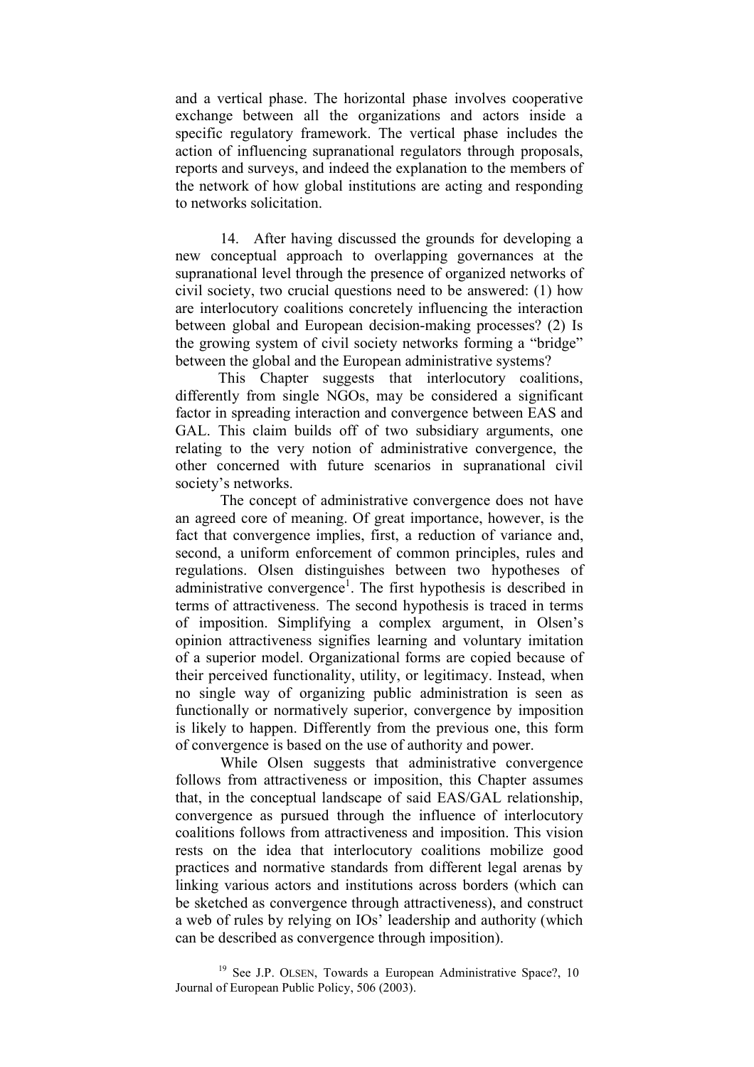and a vertical phase. The horizontal phase involves cooperative exchange between all the organizations and actors inside a specific regulatory framework. The vertical phase includes the action of influencing supranational regulators through proposals, reports and surveys, and indeed the explanation to the members of the network of how global institutions are acting and responding to networks solicitation.

14. After having discussed the grounds for developing a new conceptual approach to overlapping governances at the supranational level through the presence of organized networks of civil society, two crucial questions need to be answered: (1) how are interlocutory coalitions concretely influencing the interaction between global and European decision-making processes? (2) Is the growing system of civil society networks forming a "bridge" between the global and the European administrative systems?

This Chapter suggests that interlocutory coalitions, differently from single NGOs, may be considered a significant factor in spreading interaction and convergence between EAS and GAL. This claim builds off of two subsidiary arguments, one relating to the very notion of administrative convergence, the other concerned with future scenarios in supranational civil society's networks.

The concept of administrative convergence does not have an agreed core of meaning. Of great importance, however, is the fact that convergence implies, first, a reduction of variance and, second, a uniform enforcement of common principles, rules and regulations. Olsen distinguishes between two hypotheses of administrative convergence[1]. The first hypothesis is described in terms of attractiveness. The second hypothesis is traced in terms of imposition. Simplifying a complex argument, in Olsen's opinion attractiveness signifies learning and voluntary imitation of a superior model. Organizational forms are copied because of their perceived functionality, utility, or legitimacy. Instead, when no single way of organizing public administration is seen as functionally or normatively superior, convergence by imposition is likely to happen. Differently from the previous one, this form of convergence is based on the use of authority and power.

While Olsen suggests that administrative convergence follows from attractiveness or imposition, this Chapter assumes that, in the conceptual landscape of said EAS/GAL relationship, convergence as pursued through the influence of interlocutory coalitions follows from attractiveness and imposition. This vision rests on the idea that interlocutory coalitions mobilize good practices and normative standards from different legal arenas by linking various actors and institutions across borders (which can be sketched as convergence through attractiveness), and construct a web of rules by relying on IOs' leadership and authority (which can be described as convergence through imposition).

[19] See J.P. OLSEN, Towards a European Administrative Space?, 10 Journal of European Public Policy, 506 (2003).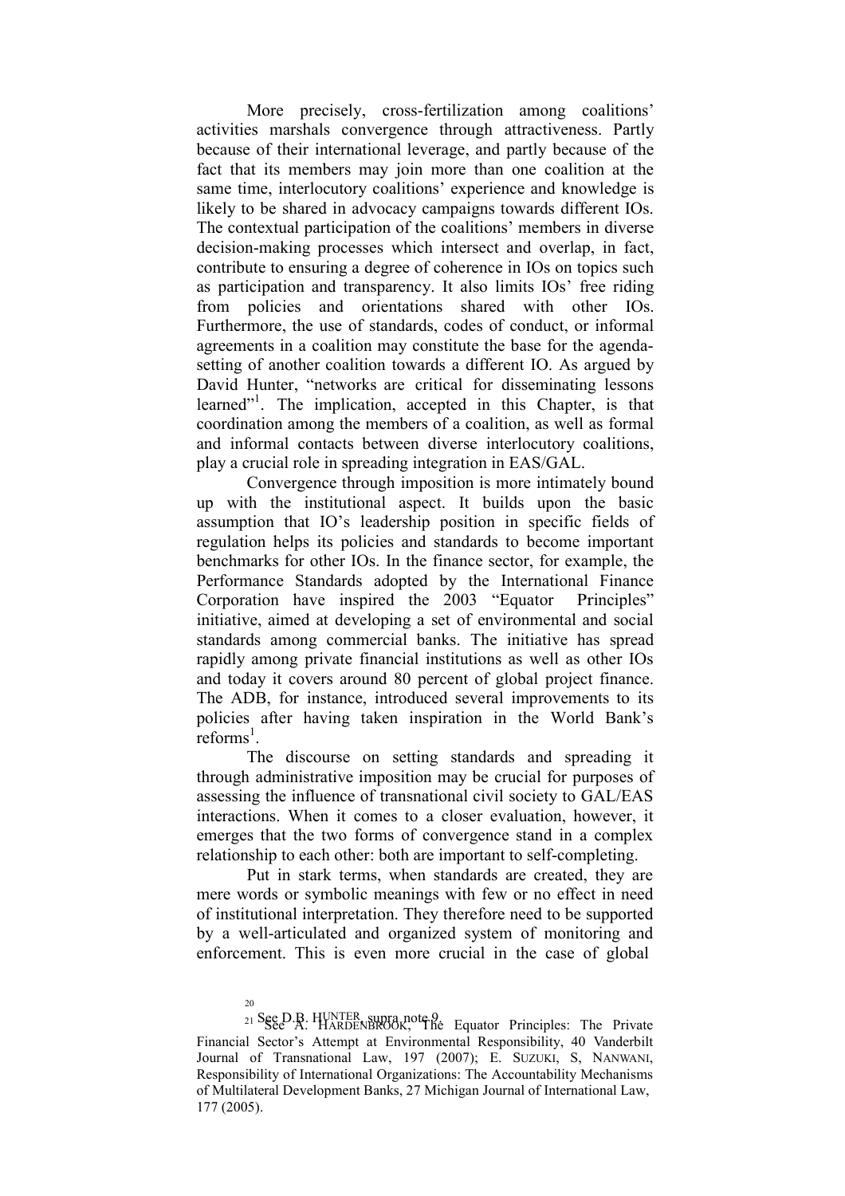More precisely, cross-fertilization among coalitions' activities marshals convergence through attractiveness. Partly because of their international leverage, and partly because of the fact that its members may join more than one coalition at the same time, interlocutory coalitions' experience and knowledge is likely to be shared in advocacy campaigns towards different IOs. The contextual participation of the coalitions' members in diverse decision-making processes which intersect and overlap, in fact, contribute to ensuring a degree of coherence in IOs on topics such as participation and transparency. It also limits IOs' free riding from policies and orientations shared with other IOs. Furthermore, the use of standards, codes of conduct, or informal agreements in a coalition may constitute the base for the agenda-setting of another coalition towards a different IO. As argued by David Hunter, "networks are critical for disseminating lessons learned"[1]. The implication, accepted in this Chapter, is that coordination among the members of a coalition, as well as formal and informal contacts between diverse interlocutory coalitions, play a crucial role in spreading integration in EAS/GAL.

Convergence through imposition is more intimately bound up with the institutional aspect. It builds upon the basic assumption that IO's leadership position in specific fields of regulation helps its policies and standards to become important benchmarks for other IOs. In the finance sector, for example, the Performance Standards adopted by the International Finance Corporation have inspired the 2003 "Equator Principles" initiative, aimed at developing a set of environmental and social standards among commercial banks. The initiative has spread rapidly among private financial institutions as well as other IOs and today it covers around 80 percent of global project finance. The ADB, for instance, introduced several improvements to its policies after having taken inspiration in the World Bank's reforms[1].

The discourse on setting standards and spreading it through administrative imposition may be crucial for purposes of assessing the influence of transnational civil society to GAL/EAS interactions. When it comes to a closer evaluation, however, it emerges that the two forms of convergence stand in a complex relationship to each other: both are important to self-completing.

Put in stark terms, when standards are created, they are mere words or symbolic meanings with few or no effect in need of institutional interpretation. They therefore need to be supported by a well-articulated and organized system of monitoring and enforcement. This is even more crucial in the case of global

[20] See D.B. HUNTER, supra note 9.

[21] See A. HARDENBROOK, The Equator Principles: The Private Financial Sector's Attempt at Environmental Responsibility, 40 Vanderbilt Journal of Transnational Law, 197 (2007); E. SUZUKI, S, NANWANI, Responsibility of International Organizations: The Accountability Mechanisms of Multilateral Development Banks, 27 Michigan Journal of International Law, 177 (2005).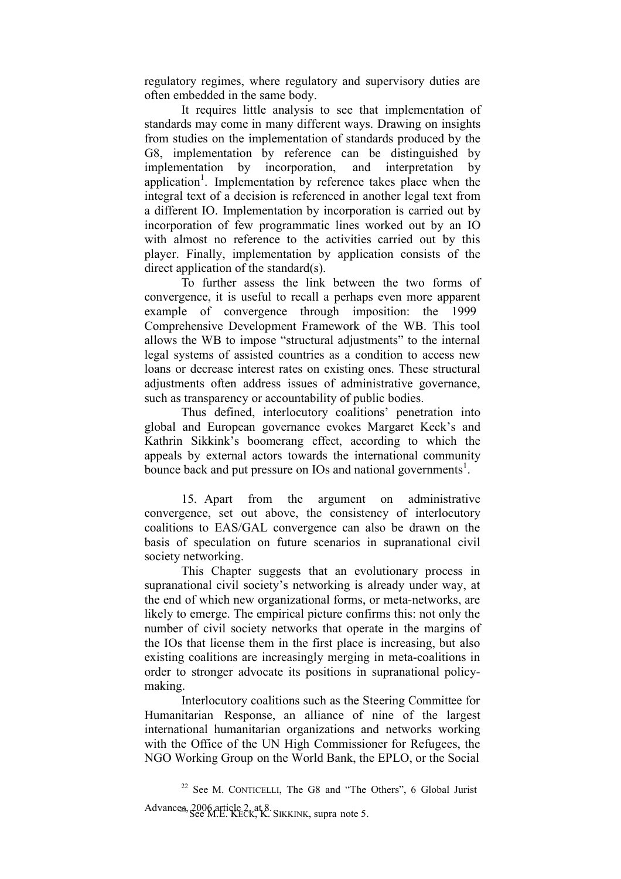regulatory regimes, where regulatory and supervisory duties are often embedded in the same body.

It requires little analysis to see that implementation of standards may come in many different ways. Drawing on insights from studies on the implementation of standards produced by the G8, implementation by reference can be distinguished by implementation by incorporation, and interpretation by application[1]. Implementation by reference takes place when the integral text of a decision is referenced in another legal text from a different IO. Implementation by incorporation is carried out by incorporation of few programmatic lines worked out by an IO with almost no reference to the activities carried out by this player. Finally, implementation by application consists of the direct application of the standard(s).

To further assess the link between the two forms of convergence, it is useful to recall a perhaps even more apparent example of convergence through imposition: the 1999 Comprehensive Development Framework of the WB. This tool allows the WB to impose "structural adjustments" to the internal legal systems of assisted countries as a condition to access new loans or decrease interest rates on existing ones. These structural adjustments often address issues of administrative governance, such as transparency or accountability of public bodies.

Thus defined, interlocutory coalitions' penetration into global and European governance evokes Margaret Keck's and Kathrin Sikkink's boomerang effect, according to which the appeals by external actors towards the international community bounce back and put pressure on IOs and national governments[1].

15. Apart from the argument on administrative convergence, set out above, the consistency of interlocutory coalitions to EAS/GAL convergence can also be drawn on the basis of speculation on future scenarios in supranational civil society networking.

This Chapter suggests that an evolutionary process in supranational civil society's networking is already under way, at the end of which new organizational forms, or meta-networks, are likely to emerge. The empirical picture confirms this: not only the number of civil society networks that operate in the margins of the IOs that license them in the first place is increasing, but also existing coalitions are increasingly merging in meta-coalitions in order to stronger advocate its positions in supranational policy-making.

Interlocutory coalitions such as the Steering Committee for Humanitarian Response, an alliance of nine of the largest international humanitarian organizations and networks working with the Office of the UN High Commissioner for Refugees, the NGO Working Group on the World Bank, the EPLO, or the Social

---

[22] See M. CONTICELLI, The G8 and "The Others", 6 Global Jurist Advances, 2006 article 2, at 8.

[23] See M.E. KECK, K. SIKKINK, supra note 5.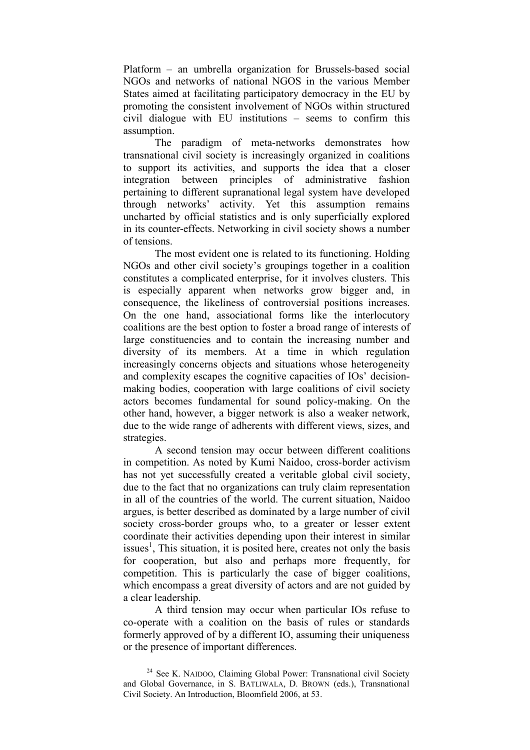Platform – an umbrella organization for Brussels-based social NGOs and networks of national NGOS in the various Member States aimed at facilitating participatory democracy in the EU by promoting the consistent involvement of NGOs within structured civil dialogue with EU institutions – seems to confirm this assumption.

The paradigm of meta-networks demonstrates how transnational civil society is increasingly organized in coalitions to support its activities, and supports the idea that a closer integration between principles of administrative fashion pertaining to different supranational legal system have developed through networks' activity. Yet this assumption remains uncharted by official statistics and is only superficially explored in its counter-effects. Networking in civil society shows a number of tensions.

The most evident one is related to its functioning. Holding NGOs and other civil society's groupings together in a coalition constitutes a complicated enterprise, for it involves clusters. This is especially apparent when networks grow bigger and, in consequence, the likeliness of controversial positions increases. On the one hand, associational forms like the interlocutory coalitions are the best option to foster a broad range of interests of large constituencies and to contain the increasing number and diversity of its members. At a time in which regulation increasingly concerns objects and situations whose heterogeneity and complexity escapes the cognitive capacities of IOs' decision-making bodies, cooperation with large coalitions of civil society actors becomes fundamental for sound policy-making. On the other hand, however, a bigger network is also a weaker network, due to the wide range of adherents with different views, sizes, and strategies.

A second tension may occur between different coalitions in competition. As noted by Kumi Naidoo, cross-border activism has not yet successfully created a veritable global civil society, due to the fact that no organizations can truly claim representation in all of the countries of the world. The current situation, Naidoo argues, is better described as dominated by a large number of civil society cross-border groups who, to a greater or lesser extent coordinate their activities depending upon their interest in similar issues[1], This situation, it is posited here, creates not only the basis for cooperation, but also and perhaps more frequently, for competition. This is particularly the case of bigger coalitions, which encompass a great diversity of actors and are not guided by a clear leadership.

A third tension may occur when particular IOs refuse to co-operate with a coalition on the basis of rules or standards formerly approved of by a different IO, assuming their uniqueness or the presence of important differences.

[24] See K. NAIDOO, Claiming Global Power: Transnational civil Society and Global Governance, in S. BATLIWALA, D. BROWN (eds.), Transnational Civil Society. An Introduction, Bloomfield 2006, at 53.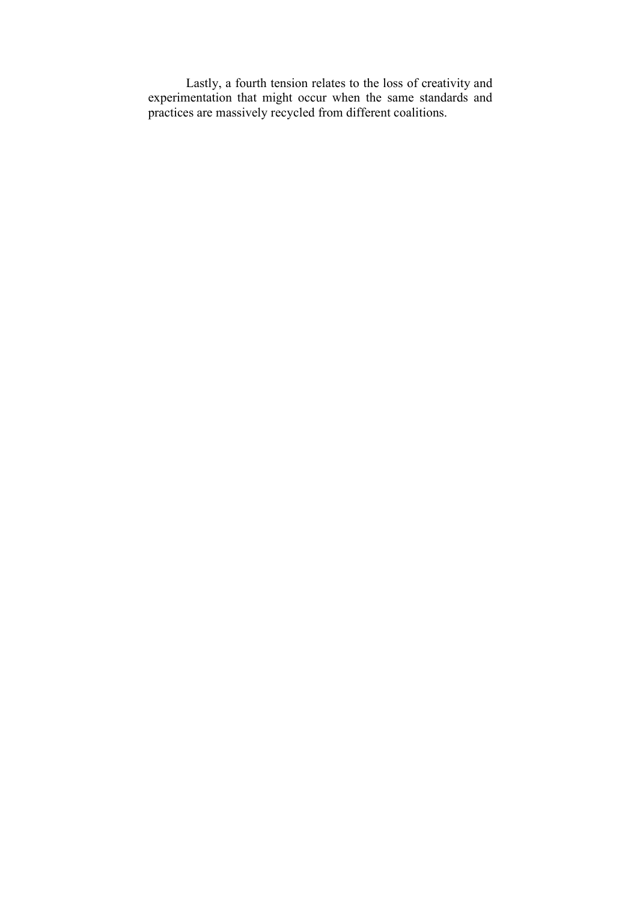Lastly, a fourth tension relates to the loss of creativity and experimentation that might occur when the same standards and practices are massively recycled from different coalitions.